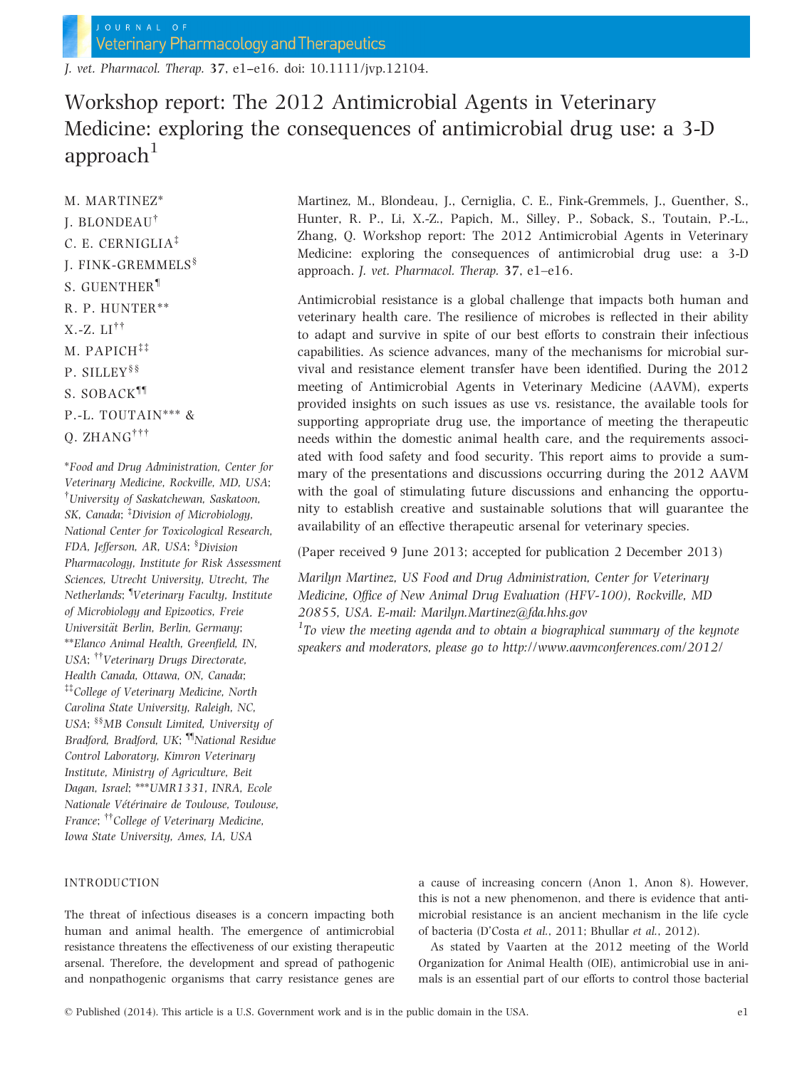# Workshop report: The 2012 Antimicrobial Agents in Veterinary Medicine: exploring the consequences of antimicrobial drug use: a 3-D approach[1]

M. MARTINEZ*
J. BLONDEAU†
C. E. CERNIGLIA‡
J. FINK-GREMMELS§
S. GUENTHER¶
R. P. HUNTER**
X.-Z. LI††
M. PAPICH‡‡
P. SILLEY§§
S. SOBACK¶¶
P.-L. TOUTAIN*** &
Q. ZHANG†††

*Food and Drug Administration, Center for Veterinary Medicine, Rockville, MD, USA; †University of Saskatchewan, Saskatoon, SK, Canada; ‡Division of Microbiology, National Center for Toxicological Research, FDA, Jefferson, AR, USA; §Division Pharmacology, Institute for Risk Assessment Sciences, Utrecht University, Utrecht, The Netherlands; ¶Veterinary Faculty, Institute of Microbiology and Epizootics, Freie Universität Berlin, Berlin, Germany; **Elanco Animal Health, Greenfield, IN, USA; ††Veterinary Drugs Directorate, Health Canada, Ottawa, ON, Canada; ‡‡College of Veterinary Medicine, North Carolina State University, Raleigh, NC, USA; §§MB Consult Limited, University of Bradford, Bradford, UK; ¶¶National Residue Control Laboratory, Kimron Veterinary Institute, Ministry of Agriculture, Beit Dagan, Israel; ***UMR1331, INRA, Ecole Nationale Vétérinaire de Toulouse, Toulouse, France; ††College of Veterinary Medicine, Iowa State University, Ames, IA, USA

Martinez, M., Blondeau, J., Cerniglia, C. E., Fink-Gremmels, J., Guenther, S., Hunter, R. P., Li, X.-Z., Papich, M., Silley, P., Soback, S., Toutain, P.-L., Zhang, Q. Workshop report: The 2012 Antimicrobial Agents in Veterinary Medicine: exploring the consequences of antimicrobial drug use: a 3-D approach. *J. vet. Pharmacol. Therap.* **37**, e1–e16.

Antimicrobial resistance is a global challenge that impacts both human and veterinary health care. The resilience of microbes is reflected in their ability to adapt and survive in spite of our best efforts to constrain their infectious capabilities. As science advances, many of the mechanisms for microbial survival and resistance element transfer have been identified. During the 2012 meeting of Antimicrobial Agents in Veterinary Medicine (AAVM), experts provided insights on such issues as use vs. resistance, the available tools for supporting appropriate drug use, the importance of meeting the therapeutic needs within the domestic animal health care, and the requirements associated with food safety and food security. This report aims to provide a summary of the presentations and discussions occurring during the 2012 AAVM with the goal of stimulating future discussions and enhancing the opportunity to establish creative and sustainable solutions that will guarantee the availability of an effective therapeutic arsenal for veterinary species.

(Paper received 9 June 2013; accepted for publication 2 December 2013)

*Marilyn Martinez, US Food and Drug Administration, Center for Veterinary Medicine, Office of New Animal Drug Evaluation (HFV-100), Rockville, MD 20855, USA. E-mail: Marilyn.Martinez@fda.hhs.gov*

*[1]To view the meeting agenda and to obtain a biographical summary of the keynote speakers and moderators, please go to http://www.aavmconferences.com/2012/*

## INTRODUCTION

The threat of infectious diseases is a concern impacting both human and animal health. The emergence of antimicrobial resistance threatens the effectiveness of our existing therapeutic arsenal. Therefore, the development and spread of pathogenic and nonpathogenic organisms that carry resistance genes are a cause of increasing concern (Anon 1, Anon 8). However, this is not a new phenomenon, and there is evidence that antimicrobial resistance is an ancient mechanism in the life cycle of bacteria (D'Costa *et al.*, 2011; Bhullar *et al.*, 2012).

As stated by Vaarten at the 2012 meeting of the World Organization for Animal Health (OIE), antimicrobial use in animals is an essential part of our efforts to control those bacterial

© Published (2014). This article is a U.S. Government work and is in the public domain in the USA.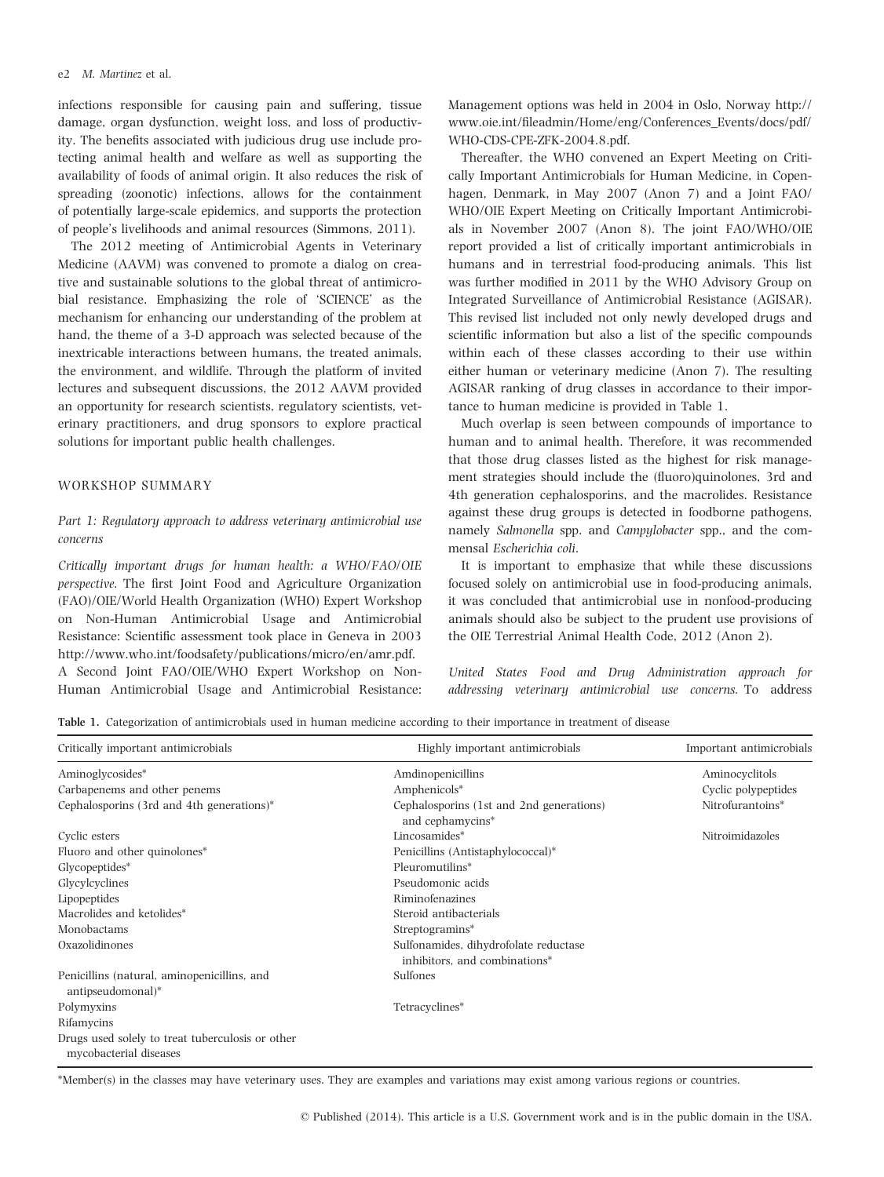infections responsible for causing pain and suffering, tissue damage, organ dysfunction, weight loss, and loss of productivity. The benefits associated with judicious drug use include protecting animal health and welfare as well as supporting the availability of foods of animal origin. It also reduces the risk of spreading (zoonotic) infections, allows for the containment of potentially large-scale epidemics, and supports the protection of people's livelihoods and animal resources (Simmons, 2011).

The 2012 meeting of Antimicrobial Agents in Veterinary Medicine (AAVM) was convened to promote a dialog on creative and sustainable solutions to the global threat of antimicrobial resistance. Emphasizing the role of 'SCIENCE' as the mechanism for enhancing our understanding of the problem at hand, the theme of a 3-D approach was selected because of the inextricable interactions between humans, the treated animals, the environment, and wildlife. Through the platform of invited lectures and subsequent discussions, the 2012 AAVM provided an opportunity for research scientists, regulatory scientists, veterinary practitioners, and drug sponsors to explore practical solutions for important public health challenges.

## WORKSHOP SUMMARY

### *Part 1: Regulatory approach to address veterinary antimicrobial use concerns*

*Critically important drugs for human health: a WHO/FAO/OIE perspective.* The first Joint Food and Agriculture Organization (FAO)/OIE/World Health Organization (WHO) Expert Workshop on Non-Human Antimicrobial Usage and Antimicrobial Resistance: Scientific assessment took place in Geneva in 2003 http://www.who.int/foodsafety/publications/micro/en/amr.pdf. A Second Joint FAO/OIE/WHO Expert Workshop on Non-Human Antimicrobial Usage and Antimicrobial Resistance: Management options was held in 2004 in Oslo, Norway http://www.oie.int/fileadmin/Home/eng/Conferences_Events/docs/pdf/WHO-CDS-CPE-ZFK-2004.8.pdf.

Thereafter, the WHO convened an Expert Meeting on Critically Important Antimicrobials for Human Medicine, in Copenhagen, Denmark, in May 2007 (Anon 7) and a Joint FAO/WHO/OIE Expert Meeting on Critically Important Antimicrobials in November 2007 (Anon 8). The joint FAO/WHO/OIE report provided a list of critically important antimicrobials in humans and in terrestrial food-producing animals. This list was further modified in 2011 by the WHO Advisory Group on Integrated Surveillance of Antimicrobial Resistance (AGISAR). This revised list included not only newly developed drugs and scientific information but also a list of the specific compounds within each of these classes according to their use within either human or veterinary medicine (Anon 7). The resulting AGISAR ranking of drug classes in accordance to their importance to human medicine is provided in Table 1.

Much overlap is seen between compounds of importance to human and to animal health. Therefore, it was recommended that those drug classes listed as the highest for risk management strategies should include the (fluoro)quinolones, 3rd and 4th generation cephalosporins, and the macrolides. Resistance against these drug groups is detected in foodborne pathogens, namely *Salmonella* spp. and *Campylobacter* spp., and the commensal *Escherichia coli*.

It is important to emphasize that while these discussions focused solely on antimicrobial use in food-producing animals, it was concluded that antimicrobial use in nonfood-producing animals should also be subject to the prudent use provisions of the OIE Terrestrial Animal Health Code, 2012 (Anon 2).

**Table 1.** Categorization of antimicrobials used in human medicine according to their importance in treatment of disease

| Critically important antimicrobials | Highly important antimicrobials | Important antimicrobials |
|---|---|---|
| Aminoglycosides* | Amdinopenicillins | Aminocyclitols |
| Carbapenems and other penems | Amphenicols* | Cyclic polypeptides |
| Cephalosporins (3rd and 4th generations)* | Cephalosporins (1st and 2nd generations) and cephamycins* | Nitrofurantoins* |
| Cyclic esters | Lincosamides* | Nitroimidazoles |
| Fluoro and other quinolones* | Penicillins (Antistaphylococcal)* | |
| Glycopeptides* | Pleuromutilins* | |
| Glycylcyclines | Pseudomonic acids | |
| Lipopeptides | Riminofenazines | |
| Macrolides and ketolides* | Steroid antibacterials | |
| Monobactams | Streptogramins* | |
| Oxazolidinones | Sulfonamides, dihydrofolate reductase inhibitors, and combinations* | |
| Penicillins (natural, aminopenicillins, and antipseudomonal)* | Sulfones | |
| Polymyxins | Tetracyclines* | |
| Rifamycins | | |
| Drugs used solely to treat tuberculosis or other mycobacterial diseases | | |

*Member(s) in the classes may have veterinary uses. They are examples and variations may exist among various regions or countries.

*United States Food and Drug Administration approach for addressing veterinary antimicrobial use concerns.* To address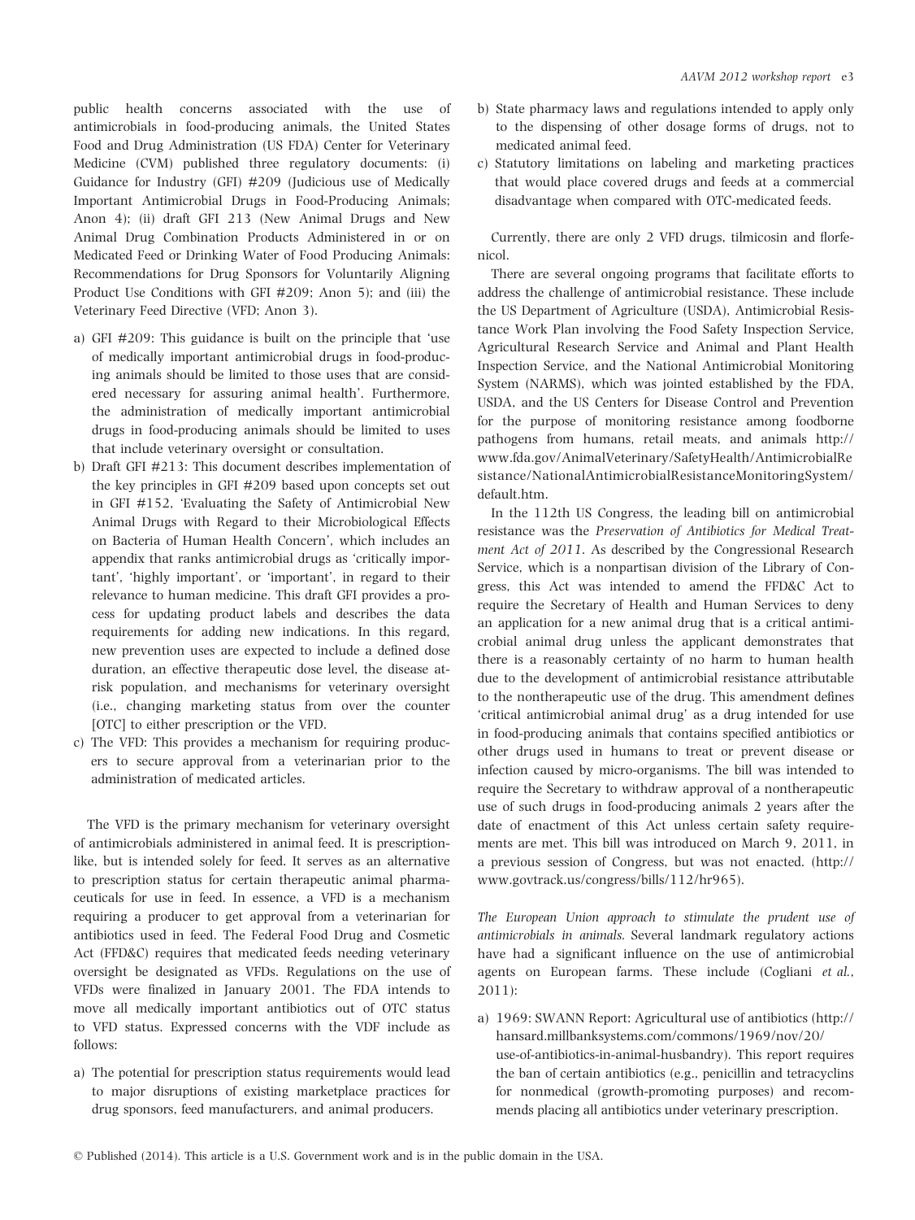public health concerns associated with the use of antimicrobials in food-producing animals, the United States Food and Drug Administration (US FDA) Center for Veterinary Medicine (CVM) published three regulatory documents: (i) Guidance for Industry (GFI) #209 (Judicious use of Medically Important Antimicrobial Drugs in Food-Producing Animals; Anon 4); (ii) draft GFI 213 (New Animal Drugs and New Animal Drug Combination Products Administered in or on Medicated Feed or Drinking Water of Food Producing Animals: Recommendations for Drug Sponsors for Voluntarily Aligning Product Use Conditions with GFI #209; Anon 5); and (iii) the Veterinary Feed Directive (VFD; Anon 3).

a) GFI #209: This guidance is built on the principle that 'use of medically important antimicrobial drugs in food-producing animals should be limited to those uses that are considered necessary for assuring animal health'. Furthermore, the administration of medically important antimicrobial drugs in food-producing animals should be limited to uses that include veterinary oversight or consultation.
b) Draft GFI #213: This document describes implementation of the key principles in GFI #209 based upon concepts set out in GFI #152, 'Evaluating the Safety of Antimicrobial New Animal Drugs with Regard to their Microbiological Effects on Bacteria of Human Health Concern', which includes an appendix that ranks antimicrobial drugs as 'critically important', 'highly important', or 'important', in regard to their relevance to human medicine. This draft GFI provides a process for updating product labels and describes the data requirements for adding new indications. In this regard, new prevention uses are expected to include a defined dose duration, an effective therapeutic dose level, the disease at-risk population, and mechanisms for veterinary oversight (i.e., changing marketing status from over the counter [OTC] to either prescription or the VFD.
c) The VFD: This provides a mechanism for requiring producers to secure approval from a veterinarian prior to the administration of medicated articles.

The VFD is the primary mechanism for veterinary oversight of antimicrobials administered in animal feed. It is prescription-like, but is intended solely for feed. It serves as an alternative to prescription status for certain therapeutic animal pharmaceuticals for use in feed. In essence, a VFD is a mechanism requiring a producer to get approval from a veterinarian for antibiotics used in feed. The Federal Food Drug and Cosmetic Act (FFD&C) requires that medicated feeds needing veterinary oversight be designated as VFDs. Regulations on the use of VFDs were finalized in January 2001. The FDA intends to move all medically important antibiotics out of OTC status to VFD status. Expressed concerns with the VDF include as follows:

a) The potential for prescription status requirements would lead to major disruptions of existing marketplace practices for drug sponsors, feed manufacturers, and animal producers.
b) State pharmacy laws and regulations intended to apply only to the dispensing of other dosage forms of drugs, not to medicated animal feed.
c) Statutory limitations on labeling and marketing practices that would place covered drugs and feeds at a commercial disadvantage when compared with OTC-medicated feeds.

Currently, there are only 2 VFD drugs, tilmicosin and florfenicol.

There are several ongoing programs that facilitate efforts to address the challenge of antimicrobial resistance. These include the US Department of Agriculture (USDA), Antimicrobial Resistance Work Plan involving the Food Safety Inspection Service, Agricultural Research Service and Animal and Plant Health Inspection Service, and the National Antimicrobial Monitoring System (NARMS), which was jointed established by the FDA, USDA, and the US Centers for Disease Control and Prevention for the purpose of monitoring resistance among foodborne pathogens from humans, retail meats, and animals http://www.fda.gov/AnimalVeterinary/SafetyHealth/AntimicrobialResistance/NationalAntimicrobialResistanceMonitoringSystem/default.htm.

In the 112th US Congress, the leading bill on antimicrobial resistance was the *Preservation of Antibiotics for Medical Treatment Act of 2011*. As described by the Congressional Research Service, which is a nonpartisan division of the Library of Congress, this Act was intended to amend the FFD&C Act to require the Secretary of Health and Human Services to deny an application for a new animal drug that is a critical antimicrobial animal drug unless the applicant demonstrates that there is a reasonably certainty of no harm to human health due to the development of antimicrobial resistance attributable to the nontherapeutic use of the drug. This amendment defines 'critical antimicrobial animal drug' as a drug intended for use in food-producing animals that contains specified antibiotics or other drugs used in humans to treat or prevent disease or infection caused by micro-organisms. The bill was intended to require the Secretary to withdraw approval of a nontherapeutic use of such drugs in food-producing animals 2 years after the date of enactment of this Act unless certain safety requirements are met. This bill was introduced on March 9, 2011, in a previous session of Congress, but was not enacted. (http://www.govtrack.us/congress/bills/112/hr965).

*The European Union approach to stimulate the prudent use of antimicrobials in animals.* Several landmark regulatory actions have had a significant influence on the use of antimicrobial agents on European farms. These include (Cogliani *et al.*, 2011):

a) 1969: SWANN Report: Agricultural use of antibiotics (http://hansard.millbanksystems.com/commons/1969/nov/20/use-of-antibiotics-in-animal-husbandry). This report requires the ban of certain antibiotics (e.g., penicillin and tetracyclins for nonmedical (growth-promoting purposes) and recommends placing all antibiotics under veterinary prescription.

© Published (2014). This article is a U.S. Government work and is in the public domain in the USA.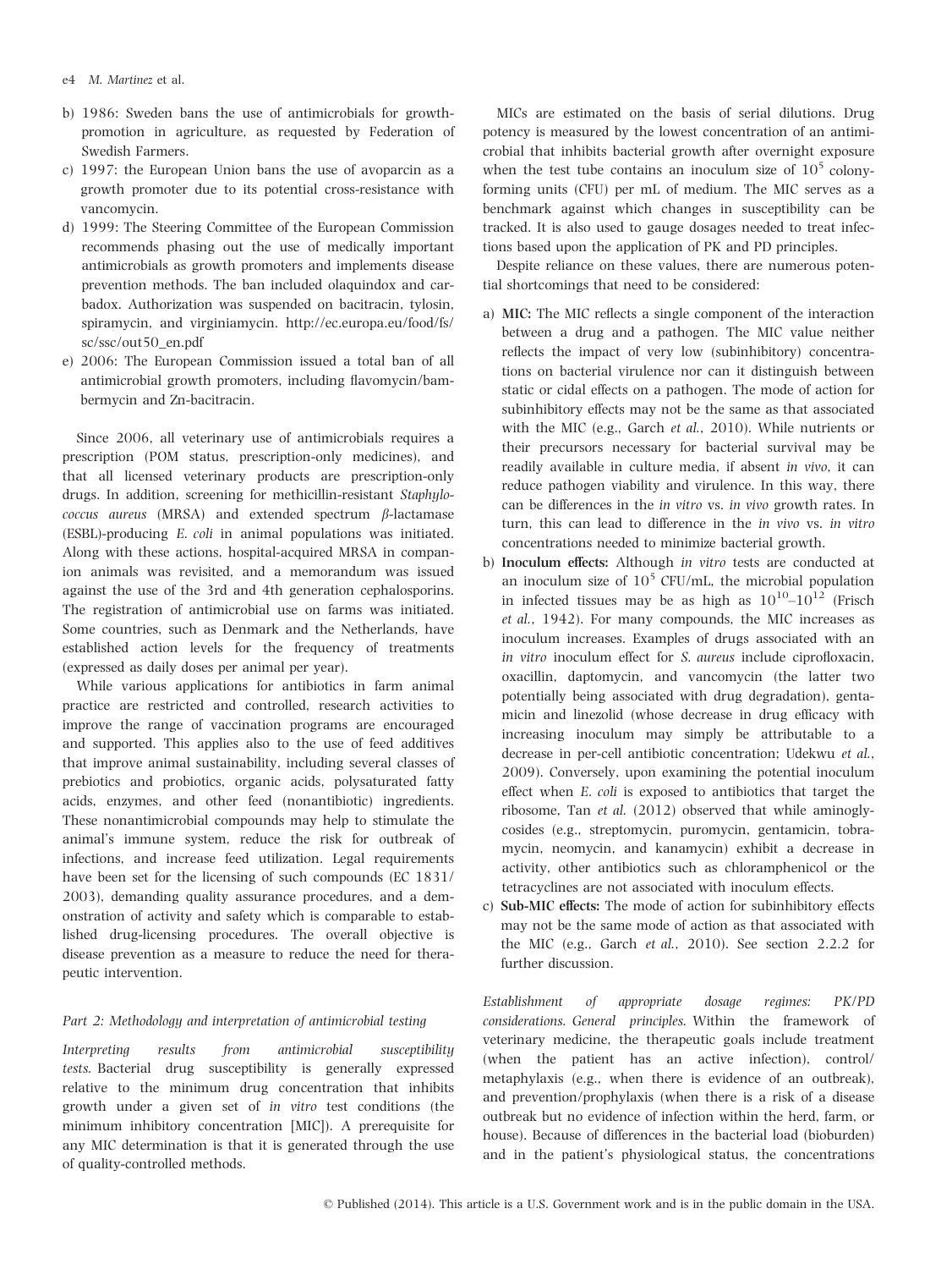b) 1986: Sweden bans the use of antimicrobials for growth-promotion in agriculture, as requested by Federation of Swedish Farmers.

c) 1997: the European Union bans the use of avoparcin as a growth promoter due to its potential cross-resistance with vancomycin.

d) 1999: The Steering Committee of the European Commission recommends phasing out the use of medically important antimicrobials as growth promoters and implements disease prevention methods. The ban included olaquindox and carbadox. Authorization was suspended on bacitracin, tylosin, spiramycin, and virginiamycin. http://ec.europa.eu/food/fs/sc/ssc/out50_en.pdf

e) 2006: The European Commission issued a total ban of all antimicrobial growth promoters, including flavomycin/bambermycin and Zn-bacitracin.

Since 2006, all veterinary use of antimicrobials requires a prescription (POM status, prescription-only medicines), and that all licensed veterinary products are prescription-only drugs. In addition, screening for methicillin-resistant *Staphylococcus aureus* (MRSA) and extended spectrum $\beta$-lactamase (ESBL)-producing *E. coli* in animal populations was initiated. Along with these actions, hospital-acquired MRSA in companion animals was revisited, and a memorandum was issued against the use of the 3rd and 4th generation cephalosporins. The registration of antimicrobial use on farms was initiated. Some countries, such as Denmark and the Netherlands, have established action levels for the frequency of treatments (expressed as daily doses per animal per year).

While various applications for antibiotics in farm animal practice are restricted and controlled, research activities to improve the range of vaccination programs are encouraged and supported. This applies also to the use of feed additives that improve animal sustainability, including several classes of prebiotics and probiotics, organic acids, polysaturated fatty acids, enzymes, and other feed (nonantibiotic) ingredients. These nonantimicrobial compounds may help to stimulate the animal's immune system, reduce the risk for outbreak of infections, and increase feed utilization. Legal requirements have been set for the licensing of such compounds (EC 1831/2003), demanding quality assurance procedures, and a demonstration of activity and safety which is comparable to established drug-licensing procedures. The overall objective is disease prevention as a measure to reduce the need for therapeutic intervention.

*Part 2: Methodology and interpretation of antimicrobial testing*

*Interpreting results from antimicrobial susceptibility tests.* Bacterial drug susceptibility is generally expressed relative to the minimum drug concentration that inhibits growth under a given set of *in vitro* test conditions (the minimum inhibitory concentration [MIC]). A prerequisite for any MIC determination is that it is generated through the use of quality-controlled methods.

MICs are estimated on the basis of serial dilutions. Drug potency is measured by the lowest concentration of an antimicrobial that inhibits bacterial growth after overnight exposure when the test tube contains an inoculum size of $10^5$ colony-forming units (CFU) per mL of medium. The MIC serves as a benchmark against which changes in susceptibility can be tracked. It is also used to gauge dosages needed to treat infections based upon the application of PK and PD principles.

Despite reliance on these values, there are numerous potential shortcomings that need to be considered:

a) **MIC:** The MIC reflects a single component of the interaction between a drug and a pathogen. The MIC value neither reflects the impact of very low (subinhibitory) concentrations on bacterial virulence nor can it distinguish between static or cidal effects on a pathogen. The mode of action for subinhibitory effects may not be the same as that associated with the MIC (e.g., Garch *et al.*, 2010). While nutrients or their precursors necessary for bacterial survival may be readily available in culture media, if absent *in vivo*, it can reduce pathogen viability and virulence. In this way, there can be differences in the *in vitro* vs. *in vivo* growth rates. In turn, this can lead to difference in the *in vivo* vs. *in vitro* concentrations needed to minimize bacterial growth.

b) **Inoculum effects:** Although *in vitro* tests are conducted at an inoculum size of $10^5$ CFU/mL, the microbial population in infected tissues may be as high as $10^{10}$–$10^{12}$ (Frisch *et al.*, 1942). For many compounds, the MIC increases as inoculum increases. Examples of drugs associated with an *in vitro* inoculum effect for *S. aureus* include ciprofloxacin, oxacillin, daptomycin, and vancomycin (the latter two potentially being associated with drug degradation), gentamicin and linezolid (whose decrease in drug efficacy with increasing inoculum may simply be attributable to a decrease in per-cell antibiotic concentration; Udekwu *et al.*, 2009). Conversely, upon examining the potential inoculum effect when *E. coli* is exposed to antibiotics that target the ribosome, Tan *et al.* (2012) observed that while aminoglycosides (e.g., streptomycin, puromycin, gentamicin, tobramycin, neomycin, and kanamycin) exhibit a decrease in activity, other antibiotics such as chloramphenicol or the tetracyclines are not associated with inoculum effects.

c) **Sub-MIC effects:** The mode of action for subinhibitory effects may not be the same mode of action as that associated with the MIC (e.g., Garch *et al.*, 2010). See section 2.2.2 for further discussion.

*Establishment of appropriate dosage regimes: PK/PD considerations. General principles.* Within the framework of veterinary medicine, the therapeutic goals include treatment (when the patient has an active infection), control/metaphylaxis (e.g., when there is evidence of an outbreak), and prevention/prophylaxis (when there is a risk of a disease outbreak but no evidence of infection within the herd, farm, or house). Because of differences in the bacterial load (bioburden) and in the patient's physiological status, the concentrations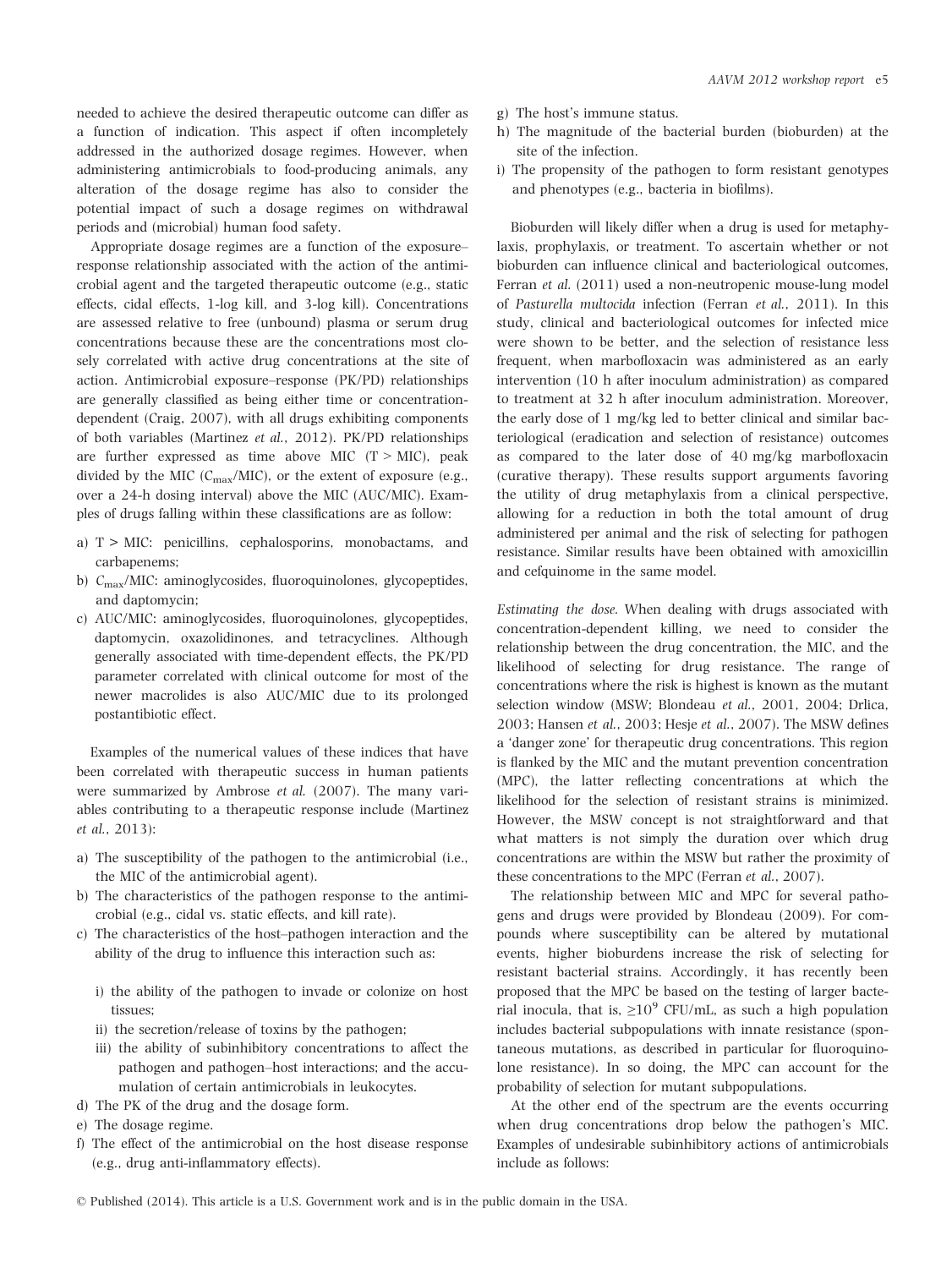needed to achieve the desired therapeutic outcome can differ as a function of indication. This aspect if often incompletely addressed in the authorized dosage regimes. However, when administering antimicrobials to food-producing animals, any alteration of the dosage regime has also to consider the potential impact of such a dosage regimes on withdrawal periods and (microbial) human food safety.

Appropriate dosage regimes are a function of the exposure–response relationship associated with the action of the antimicrobial agent and the targeted therapeutic outcome (e.g., static effects, cidal effects, 1-log kill, and 3-log kill). Concentrations are assessed relative to free (unbound) plasma or serum drug concentrations because these are the concentrations most closely correlated with active drug concentrations at the site of action. Antimicrobial exposure–response (PK/PD) relationships are generally classified as being either time or concentration-dependent (Craig, 2007), with all drugs exhibiting components of both variables (Martinez *et al.*, 2012). PK/PD relationships are further expressed as time above MIC (T > MIC), peak divided by the MIC ($C_{max}$/MIC), or the extent of exposure (e.g., over a 24-h dosing interval) above the MIC (AUC/MIC). Examples of drugs falling within these classifications are as follow:

a) T > MIC: penicillins, cephalosporins, monobactams, and carbapenems;
b) $C_{max}$/MIC: aminoglycosides, fluoroquinolones, glycopeptides, and daptomycin;
c) AUC/MIC: aminoglycosides, fluoroquinolones, glycopeptides, daptomycin, oxazolidinones, and tetracyclines. Although generally associated with time-dependent effects, the PK/PD parameter correlated with clinical outcome for most of the newer macrolides is also AUC/MIC due to its prolonged postantibiotic effect.

Examples of the numerical values of these indices that have been correlated with therapeutic success in human patients were summarized by Ambrose *et al.* (2007). The many variables contributing to a therapeutic response include (Martinez *et al.*, 2013):

a) The susceptibility of the pathogen to the antimicrobial (i.e., the MIC of the antimicrobial agent).
b) The characteristics of the pathogen response to the antimicrobial (e.g., cidal vs. static effects, and kill rate).
c) The characteristics of the host–pathogen interaction and the ability of the drug to influence this interaction such as:
   i) the ability of the pathogen to invade or colonize on host tissues;
   ii) the secretion/release of toxins by the pathogen;
   iii) the ability of subinhibitory concentrations to affect the pathogen and pathogen–host interactions; and the accumulation of certain antimicrobials in leukocytes.
d) The PK of the drug and the dosage form.
e) The dosage regime.
f) The effect of the antimicrobial on the host disease response (e.g., drug anti-inflammatory effects).
g) The host's immune status.
h) The magnitude of the bacterial burden (bioburden) at the site of the infection.
i) The propensity of the pathogen to form resistant genotypes and phenotypes (e.g., bacteria in biofilms).

Bioburden will likely differ when a drug is used for metaphylaxis, prophylaxis, or treatment. To ascertain whether or not bioburden can influence clinical and bacteriological outcomes, Ferran *et al.* (2011) used a non-neutropenic mouse-lung model of *Pasturella multocida* infection (Ferran *et al.*, 2011). In this study, clinical and bacteriological outcomes for infected mice were shown to be better, and the selection of resistance less frequent, when marbofloxacin was administered as an early intervention (10 h after inoculum administration) as compared to treatment at 32 h after inoculum administration. Moreover, the early dose of 1 mg/kg led to better clinical and similar bacteriological (eradication and selection of resistance) outcomes as compared to the later dose of 40 mg/kg marbofloxacin (curative therapy). These results support arguments favoring the utility of drug metaphylaxis from a clinical perspective, allowing for a reduction in both the total amount of drug administered per animal and the risk of selecting for pathogen resistance. Similar results have been obtained with amoxicillin and cefquinome in the same model.

*Estimating the dose.* When dealing with drugs associated with concentration-dependent killing, we need to consider the relationship between the drug concentration, the MIC, and the likelihood of selecting for drug resistance. The range of concentrations where the risk is highest is known as the mutant selection window (MSW; Blondeau *et al.*, 2001, 2004; Drlica, 2003; Hansen *et al.*, 2003; Hesje *et al.*, 2007). The MSW defines a 'danger zone' for therapeutic drug concentrations. This region is flanked by the MIC and the mutant prevention concentration (MPC), the latter reflecting concentrations at which the likelihood for the selection of resistant strains is minimized. However, the MSW concept is not straightforward and that what matters is not simply the duration over which drug concentrations are within the MSW but rather the proximity of these concentrations to the MPC (Ferran *et al.*, 2007).

The relationship between MIC and MPC for several pathogens and drugs were provided by Blondeau (2009). For compounds where susceptibility can be altered by mutational events, higher bioburdens increase the risk of selecting for resistant bacterial strains. Accordingly, it has recently been proposed that the MPC be based on the testing of larger bacterial inocula, that is, $\geq 10^9$ CFU/mL, as such a high population includes bacterial subpopulations with innate resistance (spontaneous mutations, as described in particular for fluoroquinolone resistance). In so doing, the MPC can account for the probability of selection for mutant subpopulations.

At the other end of the spectrum are the events occurring when drug concentrations drop below the pathogen's MIC. Examples of undesirable subinhibitory actions of antimicrobials include as follows: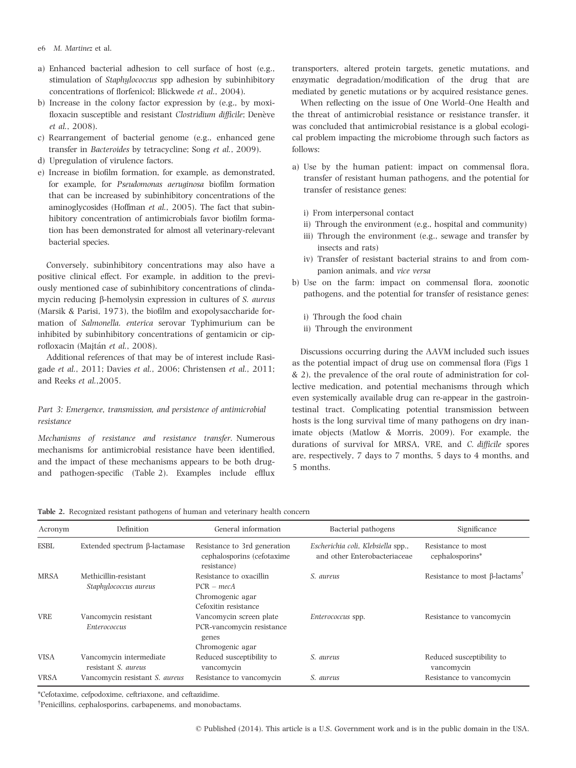a) Enhanced bacterial adhesion to cell surface of host (e.g., stimulation of *Staphylococcus* spp adhesion by subinhibitory concentrations of florfenicol; Blickwede *et al.*, 2004).
b) Increase in the colony factor expression by (e.g., by moxifloxacin susceptible and resistant *Clostridium difficile*; Denève *et al.*, 2008).
c) Rearrangement of bacterial genome (e.g., enhanced gene transfer in *Bacteroides* by tetracycline; Song *et al.*, 2009).
d) Upregulation of virulence factors.
e) Increase in biofilm formation, for example, as demonstrated, for example, for *Pseudomonas aeruginosa* biofilm formation that can be increased by subinhibitory concentrations of the aminoglycosides (Hoffman *et al.*, 2005). The fact that subinhibitory concentration of antimicrobials favor biofilm formation has been demonstrated for almost all veterinary-relevant bacterial species.

Conversely, subinhibitory concentrations may also have a positive clinical effect. For example, in addition to the previously mentioned case of subinhibitory concentrations of clindamycin reducing β-hemolysin expression in cultures of *S. aureus* (Marsik & Parisi, 1973), the biofilm and exopolysaccharide formation of *Salmonella. enterica* serovar Typhimurium can be inhibited by subinhibitory concentrations of gentamicin or ciprofloxacin (Majtán *et al.*, 2008).

Additional references of that may be of interest include Rasigade *et al.*, 2011; Davies *et al.*, 2006; Christensen *et al.*, 2011; and Reeks *et al.*,2005.

*Part 3: Emergence, transmission, and persistence of antimicrobial resistance*

*Mechanisms of resistance and resistance transfer.* Numerous mechanisms for antimicrobial resistance have been identified, and the impact of these mechanisms appears to be both drug- and pathogen-specific (Table 2). Examples include efflux transporters, altered protein targets, genetic mutations, and enzymatic degradation/modification of the drug that are mediated by genetic mutations or by acquired resistance genes.

When reflecting on the issue of One World–One Health and the threat of antimicrobial resistance or resistance transfer, it was concluded that antimicrobial resistance is a global ecological problem impacting the microbiome through such factors as follows:

a) Use by the human patient: impact on commensal flora, transfer of resistant human pathogens, and the potential for transfer of resistance genes:
   i) From interpersonal contact
   ii) Through the environment (e.g., hospital and community)
   iii) Through the environment (e.g., sewage and transfer by insects and rats)
   iv) Transfer of resistant bacterial strains to and from companion animals, and *vice versa*
b) Use on the farm: impact on commensal flora, zoonotic pathogens, and the potential for transfer of resistance genes:
   i) Through the food chain
   ii) Through the environment

Discussions occurring during the AAVM included such issues as the potential impact of drug use on commensal flora (Figs 1 & 2), the prevalence of the oral route of administration for collective medication, and potential mechanisms through which even systemically available drug can re-appear in the gastrointestinal tract. Complicating potential transmission between hosts is the long survival time of many pathogens on dry inanimate objects (Matlow & Morris, 2009). For example, the durations of survival for MRSA, VRE, and *C. difficile* spores are, respectively, 7 days to 7 months, 5 days to 4 months, and 5 months.

**Table 2.** Recognized resistant pathogens of human and veterinary health concern

| Acronym | Definition | General information | Bacterial pathogens | Significance |
|---|---|---|---|---|
| ESBL | Extended spectrum β-lactamase | Resistance to 3rd generation cephalosporins (cefotaxime resistance) | *Escherichia coli*, *Klebsiella* spp., and other Enterobacteriaceae | Resistance to most cephalosporins* |
| MRSA | Methicillin-resistant *Staphylococcus aureus* | Resistance to oxacillin<br>PCR – *mecA*<br>Chromogenic agar<br>Cefoxitin resistance | *S. aureus* | Resistance to most β-lactams† |
| VRE | Vancomycin resistant *Enterococcus* | Vancomycin screen plate<br>PCR-vancomycin resistance genes<br>Chromogenic agar | *Enterococcus* spp. | Resistance to vancomycin |
| VISA | Vancomycin intermediate resistant *S. aureus* | Reduced susceptibility to vancomycin | *S. aureus* | Reduced susceptibility to vancomycin |
| VRSA | Vancomycin resistant *S. aureus* | Resistance to vancomycin | *S. aureus* | Resistance to vancomycin |

*Cefotaxime, cefpodoxime, ceftriaxone, and ceftazidime.
†Penicillins, cephalosporins, carbapenems, and monobactams.

© Published (2014). This article is a U.S. Government work and is in the public domain in the USA.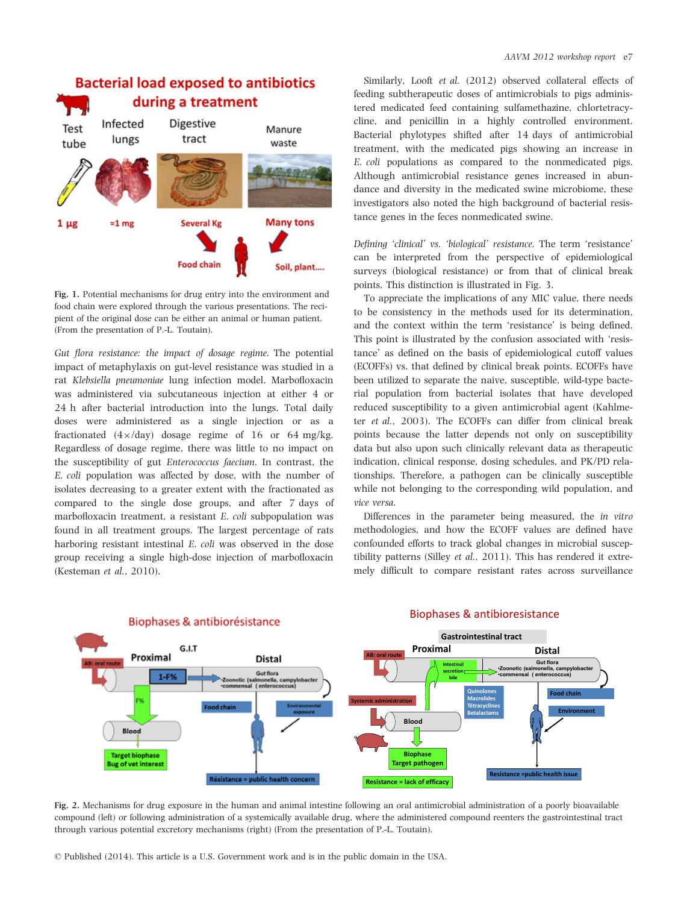Fig. 1. Potential mechanisms for drug entry into the environment and food chain were explored through the various presentations. The recipient of the original dose can be either an animal or human patient. (From the presentation of P.-L. Toutain).

*Gut flora resistance: the impact of dosage regime.* The potential impact of metaphylaxis on gut-level resistance was studied in a rat *Klebsiella pneumoniae* lung infection model. Marbofloxacin was administered via subcutaneous injection at either 4 or 24 h after bacterial introduction into the lungs. Total daily doses were administered as a single injection or as a fractionated (4×/day) dosage regime of 16 or 64 mg/kg. Regardless of dosage regime, there was little to no impact on the susceptibility of gut *Enterococcus faecium*. In contrast, the *E. coli* population was affected by dose, with the number of isolates decreasing to a greater extent with the fractionated as compared to the single dose groups, and after 7 days of marbofloxacin treatment, a resistant *E. coli* subpopulation was found in all treatment groups. The largest percentage of rats harboring resistant intestinal *E. coli* was observed in the dose group receiving a single high-dose injection of marbofloxacin (Kesteman *et al.*, 2010).

Similarly, Looft *et al.* (2012) observed collateral effects of feeding subtherapeutic doses of antimicrobials to pigs administered medicated feed containing sulfamethazine, chlortetracycline, and penicillin in a highly controlled environment. Bacterial phylotypes shifted after 14 days of antimicrobial treatment, with the medicated pigs showing an increase in *E. coli* populations as compared to the nonmedicated pigs. Although antimicrobial resistance genes increased in abundance and diversity in the medicated swine microbiome, these investigators also noted the high background of bacterial resistance genes in the feces nonmedicated swine.

*Defining 'clinical' vs. 'biological' resistance.* The term 'resistance' can be interpreted from the perspective of epidemiological surveys (biological resistance) or from that of clinical break points. This distinction is illustrated in Fig. 3.

To appreciate the implications of any MIC value, there needs to be consistency in the methods used for its determination, and the context within the term 'resistance' is being defined. This point is illustrated by the confusion associated with 'resistance' as defined on the basis of epidemiological cutoff values (ECOFFs) vs. that defined by clinical break points. ECOFFs have been utilized to separate the naive, susceptible, wild-type bacterial population from bacterial isolates that have developed reduced susceptibility to a given antimicrobial agent (Kahlmeter *et al.*, 2003). The ECOFFs can differ from clinical break points because the latter depends not only on susceptibility data but also upon such clinically relevant data as therapeutic indication, clinical response, dosing schedules, and PK/PD relationships. Therefore, a pathogen can be clinically susceptible while not belonging to the corresponding wild population, and *vice versa*.

Differences in the parameter being measured, the *in vitro* methodologies, and how the ECOFF values are defined have confounded efforts to track global changes in microbial susceptibility patterns (Silley *et al.*, 2011). This has rendered it extremely difficult to compare resistant rates across surveillance

Fig. 2. Mechanisms for drug exposure in the human and animal intestine following an oral antimicrobial administration of a poorly bioavailable compound (left) or following administration of a systemically available drug, where the administered compound reenters the gastrointestinal tract through various potential excretory mechanisms (right) (From the presentation of P.-L. Toutain).

© Published (2014). This article is a U.S. Government work and is in the public domain in the USA.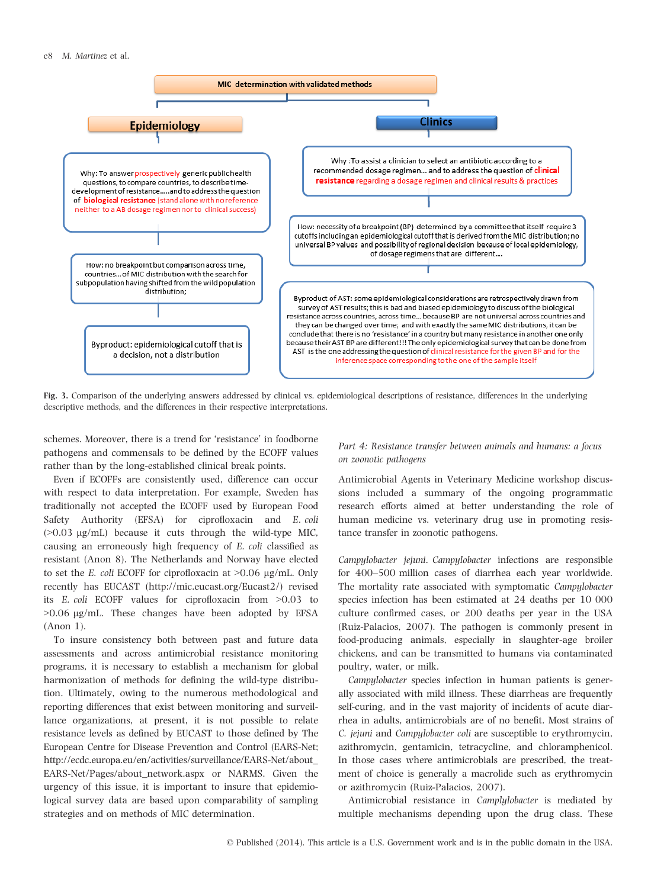MIC determination with validated methods

**Epidemiology**

Why: To answer prospectively generic public health questions, to compare countries, to describe time-development of resistance.....and to address the question of **biological resistance** (stand alone with no reference neither to a AB dosage regimen nor to clinical success)

How: no breakpoint but comparison across time, countries... of MIC distribution with the search for subpopulation having shifted from the wild population distribution;

Byproduct: epidemiological cutoff that is a decision, not a distribution

**Clinics**

Why :To assist a clinician to select an antibiotic according to a recommended dosage regimen... and to address the question of **clinical resistance** regarding a dosage regimen and clinical results & practices

How: necessity of a breakpoint (BP) determined by a committee that itself require 3 cutoffs including an epidemiological cutoff that is derived from the MIC distribution; no universal BP values and possibility of regional decision because of local epidemiology, of dosage regimens that are different....

Byproduct of AST: some epidemiological considerations are retrospectively drawn from survey of AST results; this is bad and biased epidemiology to discuss of the biological resistance across countries, across time... because BP are not universal across countries and they can be changed over time; and with exactly the same MIC distributions, it can be conclude that there is no 'resistance' in a country but many resistance in another one only because their AST BP are different!!! The only epidemiological survey that can be done from AST is the one addressing the question of clinical resistance for the given BP and for the inference space corresponding to the one of the sample itself

**Fig. 3.** Comparison of the underlying answers addressed by clinical vs. epidemiological descriptions of resistance, differences in the underlying descriptive methods, and the differences in their respective interpretations.

schemes. Moreover, there is a trend for 'resistance' in foodborne pathogens and commensals to be defined by the ECOFF values rather than by the long-established clinical break points.

Even if ECOFFs are consistently used, difference can occur with respect to data interpretation. For example, Sweden has traditionally not accepted the ECOFF used by European Food Safety Authority (EFSA) for ciprofloxacin and *E. coli* (>0.03 μg/mL) because it cuts through the wild-type MIC, causing an erroneously high frequency of *E. coli* classified as resistant (Anon 8). The Netherlands and Norway have elected to set the *E. coli* ECOFF for ciprofloxacin at >0.06 μg/mL. Only recently has EUCAST (http://mic.eucast.org/Eucast2/) revised its *E. coli* ECOFF values for ciprofloxacin from >0.03 to >0.06 μg/mL. These changes have been adopted by EFSA (Anon 1).

To insure consistency both between past and future data assessments and across antimicrobial resistance monitoring programs, it is necessary to establish a mechanism for global harmonization of methods for defining the wild-type distribution. Ultimately, owing to the numerous methodological and reporting differences that exist between monitoring and surveillance organizations, at present, it is not possible to relate resistance levels as defined by EUCAST to those defined by The European Centre for Disease Prevention and Control (EARS-Net; http://ecdc.europa.eu/en/activities/surveillance/EARS-Net/about_EARS-Net/Pages/about_network.aspx or NARMS. Given the urgency of this issue, it is important to insure that epidemiological survey data are based upon comparability of sampling strategies and on methods of MIC determination.

### *Part 4: Resistance transfer between animals and humans: a focus on zoonotic pathogens*

Antimicrobial Agents in Veterinary Medicine workshop discussions included a summary of the ongoing programmatic research efforts aimed at better understanding the role of human medicine vs. veterinary drug use in promoting resistance transfer in zoonotic pathogens.

*Campylobacter jejuni*. *Campylobacter* infections are responsible for 400–500 million cases of diarrhea each year worldwide. The mortality rate associated with symptomatic *Campylobacter* species infection has been estimated at 24 deaths per 10 000 culture confirmed cases, or 200 deaths per year in the USA (Ruiz-Palacios, 2007). The pathogen is commonly present in food-producing animals, especially in slaughter-age broiler chickens, and can be transmitted to humans via contaminated poultry, water, or milk.

*Campylobacter* species infection in human patients is generally associated with mild illness. These diarrheas are frequently self-curing, and in the vast majority of incidents of acute diarrhea in adults, antimicrobials are of no benefit. Most strains of *C. jejuni* and *Campylobacter coli* are susceptible to erythromycin, azithromycin, gentamicin, tetracycline, and chloramphenicol. In those cases where antimicrobials are prescribed, the treatment of choice is generally a macrolide such as erythromycin or azithromycin (Ruiz-Palacios, 2007).

Antimicrobial resistance in *Camplylobacter* is mediated by multiple mechanisms depending upon the drug class. These

© Published (2014). This article is a U.S. Government work and is in the public domain in the USA.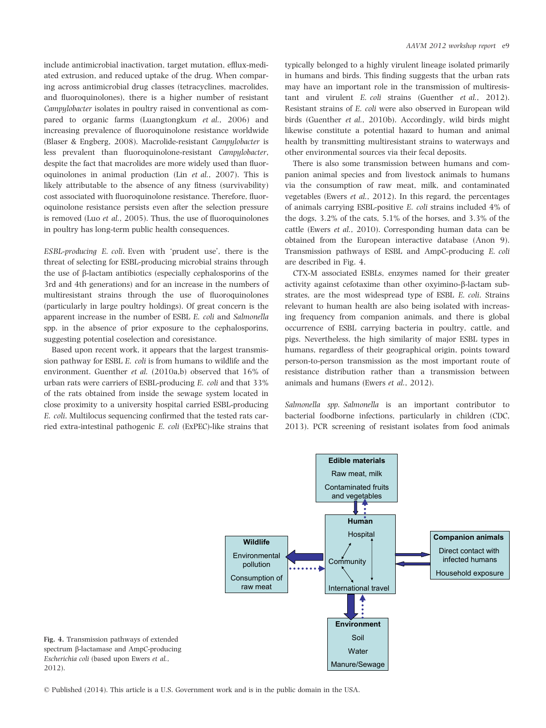include antimicrobial inactivation, target mutation, efflux-mediated extrusion, and reduced uptake of the drug. When comparing across antimicrobial drug classes (tetracyclines, macrolides, and fluoroquinolones), there is a higher number of resistant *Campylobacter* isolates in poultry raised in conventional as compared to organic farms (Luangtongkum *et al.*, 2006) and increasing prevalence of fluoroquinolone resistance worldwide (Blaser & Engberg, 2008). Macrolide-resistant *Campylobacter* is less prevalent than fluoroquinolone-resistant *Campylobacter*, despite the fact that macrolides are more widely used than fluoroquinolones in animal production (Lin *et al.*, 2007). This is likely attributable to the absence of any fitness (survivability) cost associated with fluoroquinolone resistance. Therefore, fluoroquinolone resistance persists even after the selection pressure is removed (Luo *et al.*, 2005). Thus, the use of fluoroquinolones in poultry has long-term public health consequences.

*ESBL-producing E. coli*. Even with 'prudent use', there is the threat of selecting for ESBL-producing microbial strains through the use of β-lactam antibiotics (especially cephalosporins of the 3rd and 4th generations) and for an increase in the numbers of multiresistant strains through the use of fluoroquinolones (particularly in large poultry holdings). Of great concern is the apparent increase in the number of ESBL *E. coli* and *Salmonella* spp. in the absence of prior exposure to the cephalosporins, suggesting potential coselection and coresistance.

Based upon recent work, it appears that the largest transmission pathway for ESBL *E. coli* is from humans to wildlife and the environment. Guenther *et al.* (2010a,b) observed that 16% of urban rats were carriers of ESBL-producing *E. coli* and that 33% of the rats obtained from inside the sewage system located in close proximity to a university hospital carried ESBL-producing *E. coli*. Multilocus sequencing confirmed that the tested rats carried extra-intestinal pathogenic *E. coli* (ExPEC)-like strains that typically belonged to a highly virulent lineage isolated primarily in humans and birds. This finding suggests that the urban rats may have an important role in the transmission of multiresistant and virulent *E. coli* strains (Guenther *et al.*, 2012). Resistant strains of *E. coli* were also observed in European wild birds (Guenther *et al.*, 2010b). Accordingly, wild birds might likewise constitute a potential hazard to human and animal health by transmitting multiresistant strains to waterways and other environmental sources via their fecal deposits.

There is also some transmission between humans and companion animal species and from livestock animals to humans via the consumption of raw meat, milk, and contaminated vegetables (Ewers *et al.*, 2012). In this regard, the percentages of animals carrying ESBL-positive *E. coli* strains included 4% of the dogs, 3.2% of the cats, 5.1% of the horses, and 3.3% of the cattle (Ewers *et al.*, 2010). Corresponding human data can be obtained from the European interactive database (Anon 9). Transmission pathways of ESBL and AmpC-producing *E. coli* are described in Fig. 4.

CTX-M associated ESBLs, enzymes named for their greater activity against cefotaxime than other oxyimino-β-lactam substrates, are the most widespread type of ESBL *E. coli*. Strains relevant to human health are also being isolated with increasing frequency from companion animals, and there is global occurrence of ESBL carrying bacteria in poultry, cattle, and pigs. Nevertheless, the high similarity of major ESBL types in humans, regardless of their geographical origin, points toward person-to-person transmission as the most important route of resistance distribution rather than a transmission between animals and humans (Ewers *et al.*, 2012).

*Salmonella spp. Salmonella* is an important contributor to bacterial foodborne infections, particularly in children (CDC, 2013). PCR screening of resistant isolates from food animals

Fig. 4. Transmission pathways of extended spectrum β-lactamase and AmpC-producing *Escherichia coli* (based upon Ewers *et al.*, 2012).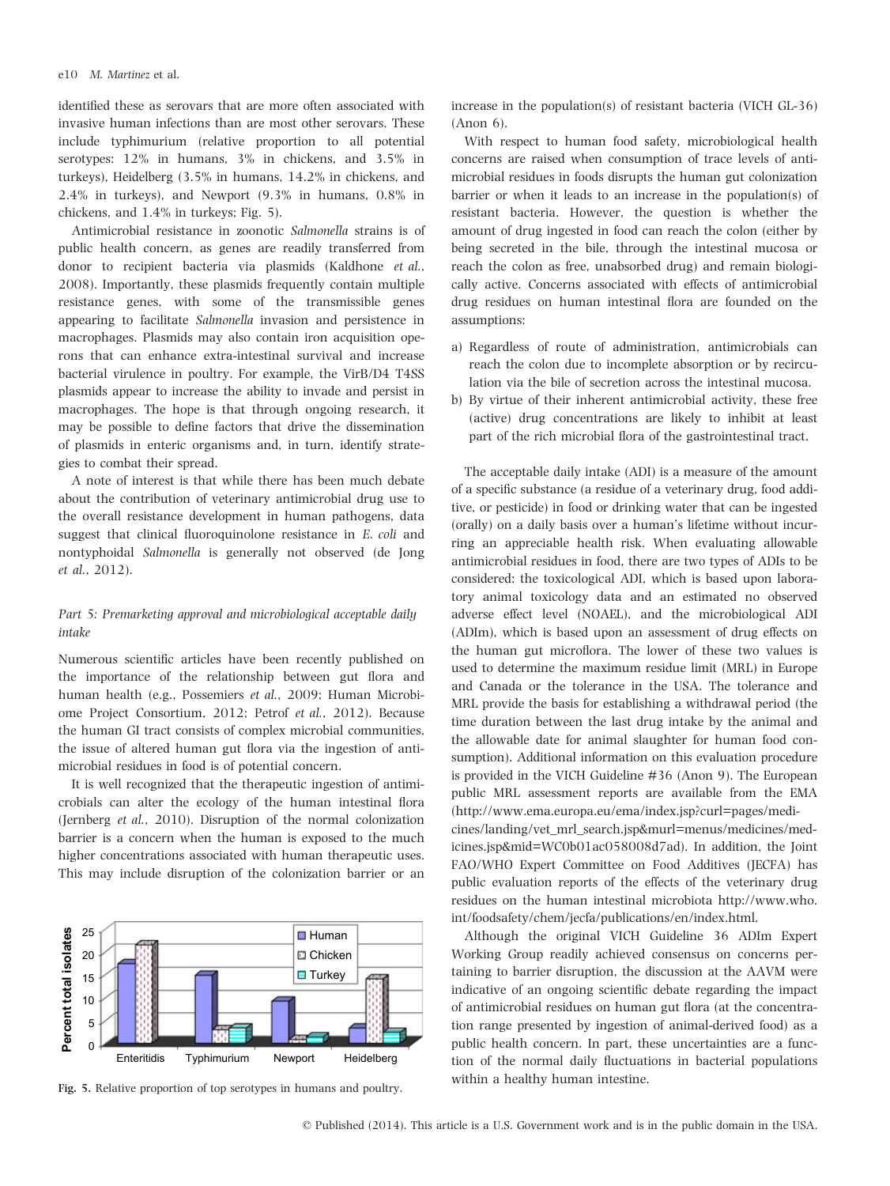identified these as serovars that are more often associated with invasive human infections than are most other serovars. These include typhimurium (relative proportion to all potential serotypes: 12% in humans, 3% in chickens, and 3.5% in turkeys), Heidelberg (3.5% in humans, 14.2% in chickens, and 2.4% in turkeys), and Newport (9.3% in humans, 0.8% in chickens, and 1.4% in turkeys; Fig. 5).

Antimicrobial resistance in zoonotic *Salmonella* strains is of public health concern, as genes are readily transferred from donor to recipient bacteria via plasmids (Kaldhone *et al.*, 2008). Importantly, these plasmids frequently contain multiple resistance genes, with some of the transmissible genes appearing to facilitate *Salmonella* invasion and persistence in macrophages. Plasmids may also contain iron acquisition operons that can enhance extra-intestinal survival and increase bacterial virulence in poultry. For example, the VirB/D4 T4SS plasmids appear to increase the ability to invade and persist in macrophages. The hope is that through ongoing research, it may be possible to define factors that drive the dissemination of plasmids in enteric organisms and, in turn, identify strategies to combat their spread.

A note of interest is that while there has been much debate about the contribution of veterinary antimicrobial drug use to the overall resistance development in human pathogens, data suggest that clinical fluoroquinolone resistance in *E. coli* and nontyphoidal *Salmonella* is generally not observed (de Jong *et al.*, 2012).

### *Part 5: Premarketing approval and microbiological acceptable daily intake*

Numerous scientific articles have been recently published on the importance of the relationship between gut flora and human health (e.g., Possemiers *et al.*, 2009; Human Microbiome Project Consortium, 2012; Petrof *et al.*, 2012). Because the human GI tract consists of complex microbial communities, the issue of altered human gut flora via the ingestion of antimicrobial residues in food is of potential concern.

It is well recognized that the therapeutic ingestion of antimicrobials can alter the ecology of the human intestinal flora (Jernberg *et al.*, 2010). Disruption of the normal colonization barrier is a concern when the human is exposed to the much higher concentrations associated with human therapeutic uses. This may include disruption of the colonization barrier or an increase in the population(s) of resistant bacteria (VICH GL-36) (Anon 6).

Fig. 5. Relative proportion of top serotypes in humans and poultry.

With respect to human food safety, microbiological health concerns are raised when consumption of trace levels of antimicrobial residues in foods disrupts the human gut colonization barrier or when it leads to an increase in the population(s) of resistant bacteria. However, the question is whether the amount of drug ingested in food can reach the colon (either by being secreted in the bile, through the intestinal mucosa or reach the colon as free, unabsorbed drug) and remain biologically active. Concerns associated with effects of antimicrobial drug residues on human intestinal flora are founded on the assumptions:

a) Regardless of route of administration, antimicrobials can reach the colon due to incomplete absorption or by recirculation via the bile of secretion across the intestinal mucosa.
b) By virtue of their inherent antimicrobial activity, these free (active) drug concentrations are likely to inhibit at least part of the rich microbial flora of the gastrointestinal tract.

The acceptable daily intake (ADI) is a measure of the amount of a specific substance (a residue of a veterinary drug, food additive, or pesticide) in food or drinking water that can be ingested (orally) on a daily basis over a human's lifetime without incurring an appreciable health risk. When evaluating allowable antimicrobial residues in food, there are two types of ADIs to be considered: the toxicological ADI, which is based upon laboratory animal toxicology data and an estimated no observed adverse effect level (NOAEL), and the microbiological ADI (ADIm), which is based upon an assessment of drug effects on the human gut microflora. The lower of these two values is used to determine the maximum residue limit (MRL) in Europe and Canada or the tolerance in the USA. The tolerance and MRL provide the basis for establishing a withdrawal period (the time duration between the last drug intake by the animal and the allowable date for animal slaughter for human food consumption). Additional information on this evaluation procedure is provided in the VICH Guideline #36 (Anon 9). The European public MRL assessment reports are available from the EMA (http://www.ema.europa.eu/ema/index.jsp?curl=pages/medicines/landing/vet_mrl_search.jsp&murl=menus/medicines/medicines.jsp&mid=WC0b01ac058008d7ad). In addition, the Joint FAO/WHO Expert Committee on Food Additives (JECFA) has public evaluation reports of the effects of the veterinary drug residues on the human intestinal microbiota http://www.who.int/foodsafety/chem/jecfa/publications/en/index.html.

Although the original VICH Guideline 36 ADIm Expert Working Group readily achieved consensus on concerns pertaining to barrier disruption, the discussion at the AAVM were indicative of an ongoing scientific debate regarding the impact of antimicrobial residues on human gut flora (at the concentration range presented by ingestion of animal-derived food) as a public health concern. In part, these uncertainties are a function of the normal daily fluctuations in bacterial populations within a healthy human intestine.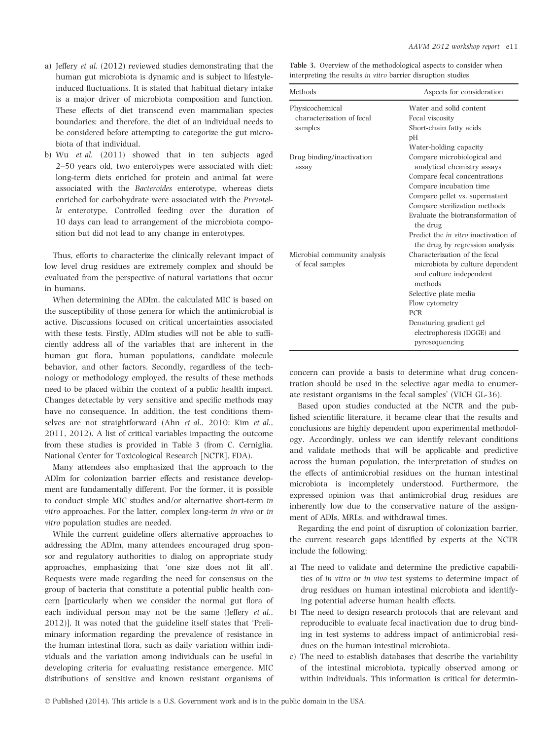a) Jeffery *et al.* (2012) reviewed studies demonstrating that the human gut microbiota is dynamic and is subject to lifestyle-induced fluctuations. It is stated that habitual dietary intake is a major driver of microbiota composition and function. These effects of diet transcend even mammalian species boundaries; and therefore, the diet of an individual needs to be considered before attempting to categorize the gut microbiota of that individual.

b) Wu *et al.* (2011) showed that in ten subjects aged 2–50 years old, two enterotypes were associated with diet: long-term diets enriched for protein and animal fat were associated with the *Bacteroides* enterotype, whereas diets enriched for carbohydrate were associated with the *Prevotella* enterotype. Controlled feeding over the duration of 10 days can lead to arrangement of the microbiota composition but did not lead to any change in enterotypes.

Thus, efforts to characterize the clinically relevant impact of low level drug residues are extremely complex and should be evaluated from the perspective of natural variations that occur in humans.

When determining the ADIm, the calculated MIC is based on the susceptibility of those genera for which the antimicrobial is active. Discussions focused on critical uncertainties associated with these tests. Firstly, ADIm studies will not be able to sufficiently address all of the variables that are inherent in the human gut flora, human populations, candidate molecule behavior, and other factors. Secondly, regardless of the technology or methodology employed, the results of these methods need to be placed within the context of a public health impact. Changes detectable by very sensitive and specific methods may have no consequence. In addition, the test conditions themselves are not straightforward (Ahn *et al.*, 2010; Kim *et al.*, 2011, 2012). A list of critical variables impacting the outcome from these studies is provided in Table 3 (from C. Cerniglia, National Center for Toxicological Research [NCTR], FDA).

Many attendees also emphasized that the approach to the ADIm for colonization barrier effects and resistance development are fundamentally different. For the former, it is possible to conduct simple MIC studies and/or alternative short-term *in vitro* approaches. For the latter, complex long-term *in vivo* or *in vitro* population studies are needed.

While the current guideline offers alternative approaches to addressing the ADIm, many attendees encouraged drug sponsor and regulatory authorities to dialog on appropriate study approaches, emphasizing that 'one size does not fit all'. Requests were made regarding the need for consensus on the group of bacteria that constitute a potential public health concern [particularly when we consider the normal gut flora of each individual person may not be the same (Jeffery *et al.*, 2012)]. It was noted that the guideline itself states that 'Preliminary information regarding the prevalence of resistance in the human intestinal flora, such as daily variation within individuals and the variation among individuals can be useful in developing criteria for evaluating resistance emergence. MIC distributions of sensitive and known resistant organisms of concern can provide a basis to determine what drug concentration should be used in the selective agar media to enumerate resistant organisms in the fecal samples' (VICH GL-36).

**Table 3.** Overview of the methodological aspects to consider when interpreting the results *in vitro* barrier disruption studies

| Methods | Aspects for consideration |
|---|---|
| Physicochemical characterization of fecal samples | Water and solid content<br>Fecal viscosity<br>Short-chain fatty acids<br>pH<br>Water-holding capacity |
| Drug binding/inactivation assay | Compare microbiological and analytical chemistry assays<br>Compare fecal concentrations<br>Compare incubation time<br>Compare pellet vs. supernatant<br>Compare sterilization methods<br>Evaluate the biotransformation of the drug<br>Predict the *in vitro* inactivation of the drug by regression analysis |
| Microbial community analysis of fecal samples | Characterization of the fecal microbiota by culture dependent and culture independent methods<br>Selective plate media<br>Flow cytometry<br>PCR<br>Denaturing gradient gel electrophoresis (DGGE) and pyrosequencing |

Based upon studies conducted at the NCTR and the published scientific literature, it became clear that the results and conclusions are highly dependent upon experimental methodology. Accordingly, unless we can identify relevant conditions and validate methods that will be applicable and predictive across the human population, the interpretation of studies on the effects of antimicrobial residues on the human intestinal microbiota is incompletely understood. Furthermore, the expressed opinion was that antimicrobial drug residues are inherently low due to the conservative nature of the assignment of ADIs, MRLs, and withdrawal times.

Regarding the end point of disruption of colonization barrier, the current research gaps identified by experts at the NCTR include the following:

a) The need to validate and determine the predictive capabilities of *in vitro* or *in vivo* test systems to determine impact of drug residues on human intestinal microbiota and identifying potential adverse human health effects.

b) The need to design research protocols that are relevant and reproducible to evaluate fecal inactivation due to drug binding in test systems to address impact of antimicrobial residues on the human intestinal microbiota.

c) The need to establish databases that describe the variability of the intestinal microbiota, typically observed among or within individuals. This information is critical for determin-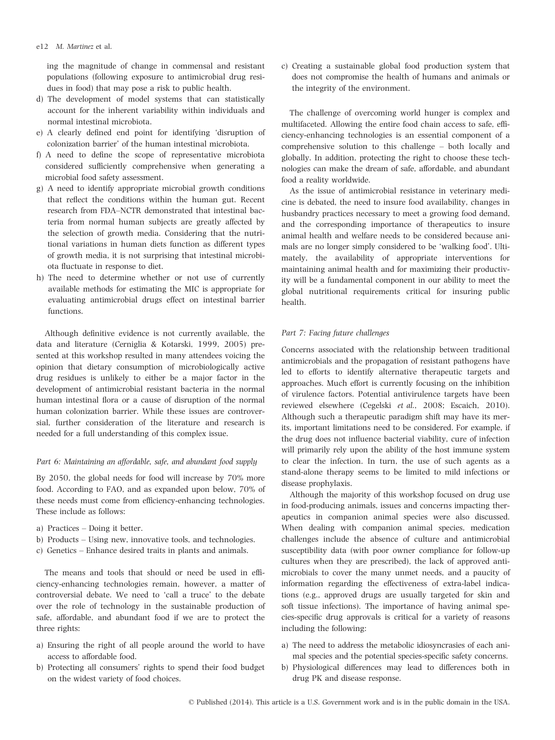ing the magnitude of change in commensal and resistant populations (following exposure to antimicrobial drug residues in food) that may pose a risk to public health.

d) The development of model systems that can statistically account for the inherent variability within individuals and normal intestinal microbiota.
e) A clearly defined end point for identifying 'disruption of colonization barrier' of the human intestinal microbiota.
f) A need to define the scope of representative microbiota considered sufficiently comprehensive when generating a microbial food safety assessment.
g) A need to identify appropriate microbial growth conditions that reflect the conditions within the human gut. Recent research from FDA–NCTR demonstrated that intestinal bacteria from normal human subjects are greatly affected by the selection of growth media. Considering that the nutritional variations in human diets function as different types of growth media, it is not surprising that intestinal microbiota fluctuate in response to diet.
h) The need to determine whether or not use of currently available methods for estimating the MIC is appropriate for evaluating antimicrobial drugs effect on intestinal barrier functions.

Although definitive evidence is not currently available, the data and literature (Cerniglia & Kotarski, 1999, 2005) presented at this workshop resulted in many attendees voicing the opinion that dietary consumption of microbiologically active drug residues is unlikely to either be a major factor in the development of antimicrobial resistant bacteria in the normal human intestinal flora or a cause of disruption of the normal human colonization barrier. While these issues are controversial, further consideration of the literature and research is needed for a full understanding of this complex issue.

### Part 6: Maintaining an affordable, safe, and abundant food supply

By 2050, the global needs for food will increase by 70% more food. According to FAO, and as expanded upon below, 70% of these needs must come from efficiency-enhancing technologies. These include as follows:

a) Practices – Doing it better.
b) Products – Using new, innovative tools, and technologies.
c) Genetics – Enhance desired traits in plants and animals.

The means and tools that should or need be used in efficiency-enhancing technologies remain, however, a matter of controversial debate. We need to 'call a truce' to the debate over the role of technology in the sustainable production of safe, affordable, and abundant food if we are to protect the three rights:

a) Ensuring the right of all people around the world to have access to affordable food.
b) Protecting all consumers' rights to spend their food budget on the widest variety of food choices.
c) Creating a sustainable global food production system that does not compromise the health of humans and animals or the integrity of the environment.

The challenge of overcoming world hunger is complex and multifaceted. Allowing the entire food chain access to safe, efficiency-enhancing technologies is an essential component of a comprehensive solution to this challenge – both locally and globally. In addition, protecting the right to choose these technologies can make the dream of safe, affordable, and abundant food a reality worldwide.

As the issue of antimicrobial resistance in veterinary medicine is debated, the need to insure food availability, changes in husbandry practices necessary to meet a growing food demand, and the corresponding importance of therapeutics to insure animal health and welfare needs to be considered because animals are no longer simply considered to be 'walking food'. Ultimately, the availability of appropriate interventions for maintaining animal health and for maximizing their productivity will be a fundamental component in our ability to meet the global nutritional requirements critical for insuring public health.

### Part 7: Facing future challenges

Concerns associated with the relationship between traditional antimicrobials and the propagation of resistant pathogens have led to efforts to identify alternative therapeutic targets and approaches. Much effort is currently focusing on the inhibition of virulence factors. Potential antivirulence targets have been reviewed elsewhere (Cegelski *et al.*, 2008; Escaich, 2010). Although such a therapeutic paradigm shift may have its merits, important limitations need to be considered. For example, if the drug does not influence bacterial viability, cure of infection will primarily rely upon the ability of the host immune system to clear the infection. In turn, the use of such agents as a stand-alone therapy seems to be limited to mild infections or disease prophylaxis.

Although the majority of this workshop focused on drug use in food-producing animals, issues and concerns impacting therapeutics in companion animal species were also discussed. When dealing with companion animal species, medication challenges include the absence of culture and antimicrobial susceptibility data (with poor owner compliance for follow-up cultures when they are prescribed), the lack of approved antimicrobials to cover the many unmet needs, and a paucity of information regarding the effectiveness of extra-label indications (e.g., approved drugs are usually targeted for skin and soft tissue infections). The importance of having animal species-specific drug approvals is critical for a variety of reasons including the following:

a) The need to address the metabolic idiosyncrasies of each animal species and the potential species-specific safety concerns.
b) Physiological differences may lead to differences both in drug PK and disease response.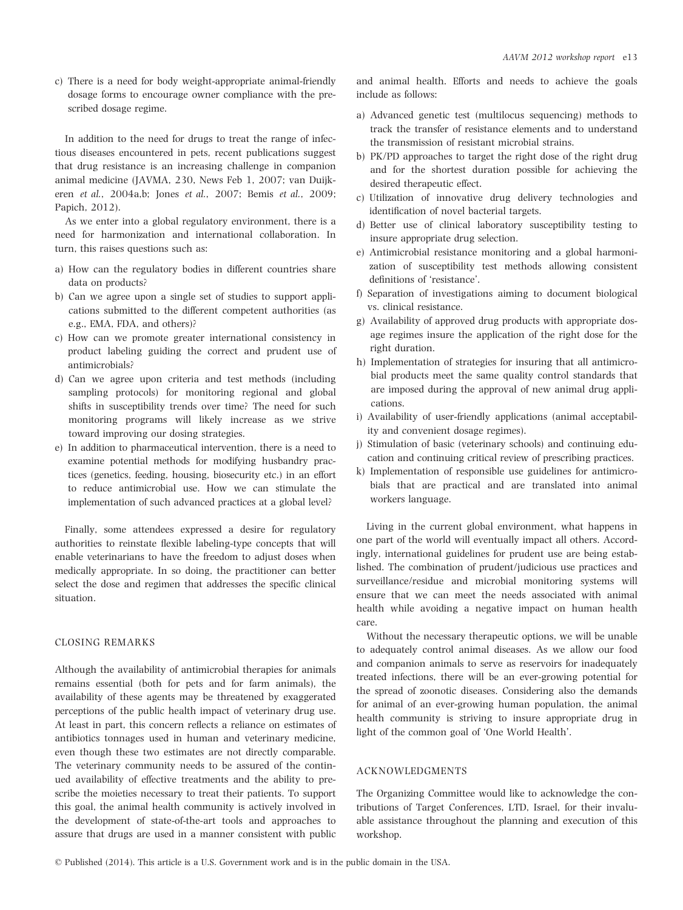c) There is a need for body weight-appropriate animal-friendly dosage forms to encourage owner compliance with the prescribed dosage regime.

In addition to the need for drugs to treat the range of infectious diseases encountered in pets, recent publications suggest that drug resistance is an increasing challenge in companion animal medicine (JAVMA, 230, News Feb 1, 2007; van Duijkeren *et al.*, 2004a,b; Jones *et al.*, 2007; Bemis *et al.*, 2009; Papich, 2012).

As we enter into a global regulatory environment, there is a need for harmonization and international collaboration. In turn, this raises questions such as:

a) How can the regulatory bodies in different countries share data on products?
b) Can we agree upon a single set of studies to support applications submitted to the different competent authorities (as e.g., EMA, FDA, and others)?
c) How can we promote greater international consistency in product labeling guiding the correct and prudent use of antimicrobials?
d) Can we agree upon criteria and test methods (including sampling protocols) for monitoring regional and global shifts in susceptibility trends over time? The need for such monitoring programs will likely increase as we strive toward improving our dosing strategies.
e) In addition to pharmaceutical intervention, there is a need to examine potential methods for modifying husbandry practices (genetics, feeding, housing, biosecurity etc.) in an effort to reduce antimicrobial use. How we can stimulate the implementation of such advanced practices at a global level?

Finally, some attendees expressed a desire for regulatory authorities to reinstate flexible labeling-type concepts that will enable veterinarians to have the freedom to adjust doses when medically appropriate. In so doing, the practitioner can better select the dose and regimen that addresses the specific clinical situation.

## CLOSING REMARKS

Although the availability of antimicrobial therapies for animals remains essential (both for pets and for farm animals), the availability of these agents may be threatened by exaggerated perceptions of the public health impact of veterinary drug use. At least in part, this concern reflects a reliance on estimates of antibiotics tonnages used in human and veterinary medicine, even though these two estimates are not directly comparable. The veterinary community needs to be assured of the continued availability of effective treatments and the ability to prescribe the moieties necessary to treat their patients. To support this goal, the animal health community is actively involved in the development of state-of-the-art tools and approaches to assure that drugs are used in a manner consistent with public and animal health. Efforts and needs to achieve the goals include as follows:

a) Advanced genetic test (multilocus sequencing) methods to track the transfer of resistance elements and to understand the transmission of resistant microbial strains.
b) PK/PD approaches to target the right dose of the right drug and for the shortest duration possible for achieving the desired therapeutic effect.
c) Utilization of innovative drug delivery technologies and identification of novel bacterial targets.
d) Better use of clinical laboratory susceptibility testing to insure appropriate drug selection.
e) Antimicrobial resistance monitoring and a global harmonization of susceptibility test methods allowing consistent definitions of 'resistance'.
f) Separation of investigations aiming to document biological vs. clinical resistance.
g) Availability of approved drug products with appropriate dosage regimes insure the application of the right dose for the right duration.
h) Implementation of strategies for insuring that all antimicrobial products meet the same quality control standards that are imposed during the approval of new animal drug applications.
i) Availability of user-friendly applications (animal acceptability and convenient dosage regimes).
j) Stimulation of basic (veterinary schools) and continuing education and continuing critical review of prescribing practices.
k) Implementation of responsible use guidelines for antimicrobials that are practical and are translated into animal workers language.

Living in the current global environment, what happens in one part of the world will eventually impact all others. Accordingly, international guidelines for prudent use are being established. The combination of prudent/judicious use practices and surveillance/residue and microbial monitoring systems will ensure that we can meet the needs associated with animal health while avoiding a negative impact on human health care.

Without the necessary therapeutic options, we will be unable to adequately control animal diseases. As we allow our food and companion animals to serve as reservoirs for inadequately treated infections, there will be an ever-growing potential for the spread of zoonotic diseases. Considering also the demands for animal of an ever-growing human population, the animal health community is striving to insure appropriate drug in light of the common goal of 'One World Health'.

## ACKNOWLEDGMENTS

The Organizing Committee would like to acknowledge the contributions of Target Conferences, LTD, Israel, for their invaluable assistance throughout the planning and execution of this workshop.

© Published (2014). This article is a U.S. Government work and is in the public domain in the USA.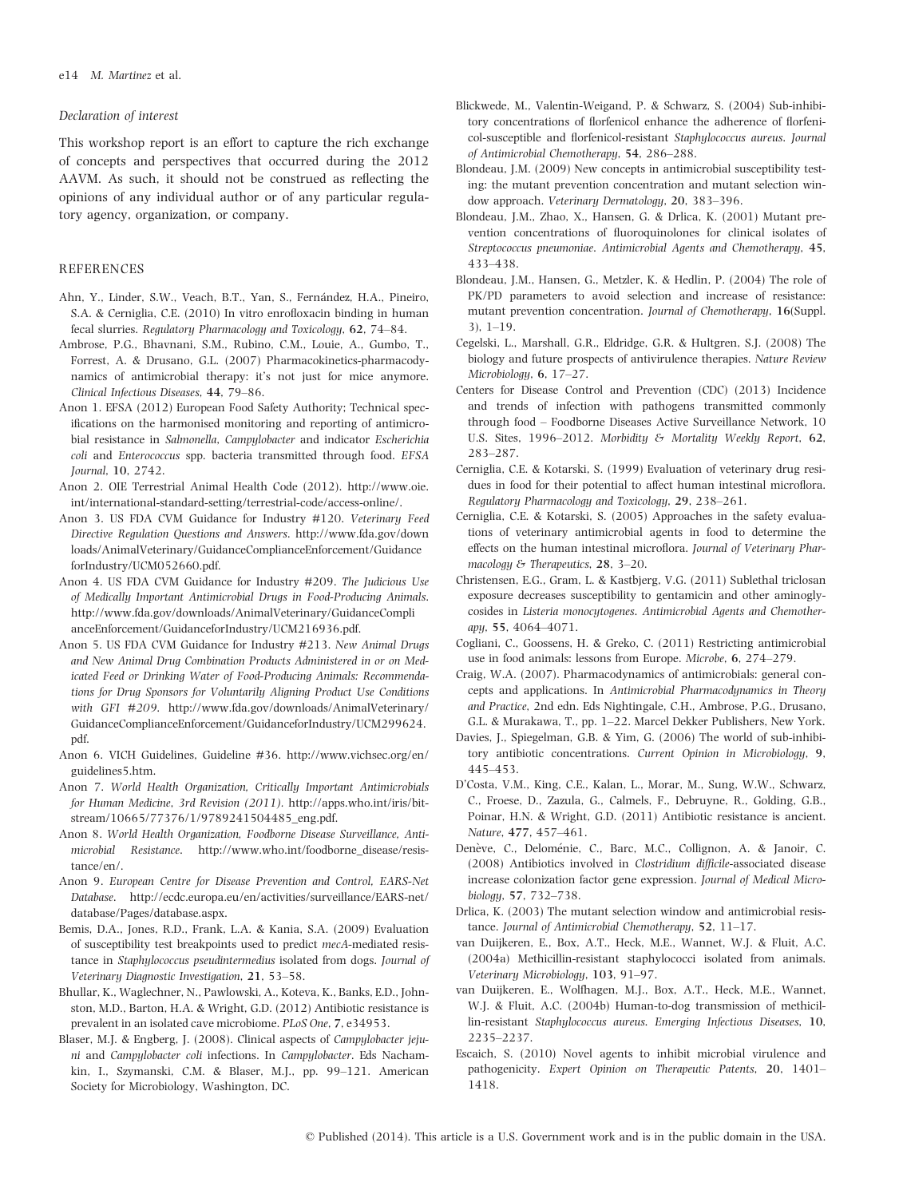### Declaration of interest

This workshop report is an effort to capture the rich exchange of concepts and perspectives that occurred during the 2012 AAVM. As such, it should not be construed as reflecting the opinions of any individual author or of any particular regulatory agency, organization, or company.

## REFERENCES

Ahn, Y., Linder, S.W., Veach, B.T., Yan, S., Fernández, H.A., Pineiro, S.A. & Cerniglia, C.E. (2010) In vitro enrofloxacin binding in human fecal slurries. *Regulatory Pharmacology and Toxicology*, **62**, 74–84.

Ambrose, P.G., Bhavnani, S.M., Rubino, C.M., Louie, A., Gumbo, T., Forrest, A. & Drusano, G.L. (2007) Pharmacokinetics-pharmacodynamics of antimicrobial therapy: it's not just for mice anymore. *Clinical Infectious Diseases*, **44**, 79–86.

Anon 1. EFSA (2012) European Food Safety Authority; Technical specifications on the harmonised monitoring and reporting of antimicrobial resistance in *Salmonella*, *Campylobacter* and indicator *Escherichia coli* and *Enterococcus* spp. bacteria transmitted through food. *EFSA Journal*, **10**, 2742.

Anon 2. OIE Terrestrial Animal Health Code (2012). http://www.oie.int/international-standard-setting/terrestrial-code/access-online/.

Anon 3. US FDA CVM Guidance for Industry #120. *Veterinary Feed Directive Regulation Questions and Answers*. http://www.fda.gov/downloads/AnimalVeterinary/GuidanceComplianceEnforcement/GuidanceforIndustry/UCM052660.pdf.

Anon 4. US FDA CVM Guidance for Industry #209. *The Judicious Use of Medically Important Antimicrobial Drugs in Food-Producing Animals*. http://www.fda.gov/downloads/AnimalVeterinary/GuidanceComplianceEnforcement/GuidanceforIndustry/UCM216936.pdf.

Anon 5. US FDA CVM Guidance for Industry #213. *New Animal Drugs and New Animal Drug Combination Products Administered in or on Medicated Feed or Drinking Water of Food-Producing Animals: Recommendations for Drug Sponsors for Voluntarily Aligning Product Use Conditions with GFI #209*. http://www.fda.gov/downloads/AnimalVeterinary/GuidanceComplianceEnforcement/GuidanceforIndustry/UCM299624.pdf.

Anon 6. VICH Guidelines, Guideline #36. http://www.vichsec.org/en/guidelines5.htm.

Anon 7. *World Health Organization, Critically Important Antimicrobials for Human Medicine, 3rd Revision (2011)*. http://apps.who.int/iris/bitstream/10665/77376/1/9789241504485_eng.pdf.

Anon 8. *World Health Organization, Foodborne Disease Surveillance, Antimicrobial Resistance*. http://www.who.int/foodborne_disease/resistance/en/.

Anon 9. *European Centre for Disease Prevention and Control, EARS-Net Database*. http://ecdc.europa.eu/en/activities/surveillance/EARS-net/database/Pages/database.aspx.

Bemis, D.A., Jones, R.D., Frank, L.A. & Kania, S.A. (2009) Evaluation of susceptibility test breakpoints used to predict *mecA*-mediated resistance in *Staphylococcus pseudintermedius* isolated from dogs. *Journal of Veterinary Diagnostic Investigation*, **21**, 53–58.

Bhullar, K., Waglechner, N., Pawlowski, A., Koteva, K., Banks, E.D., Johnston, M.D., Barton, H.A. & Wright, G.D. (2012) Antibiotic resistance is prevalent in an isolated cave microbiome. *PLoS One*, **7**, e34953.

Blaser, M.J. & Engberg, J. (2008). Clinical aspects of *Campylobacter jejuni* and *Campylobacter coli* infections. In *Campylobacter*. Eds Nachamkin, I., Szymanski, C.M. & Blaser, M.J., pp. 99–121. American Society for Microbiology, Washington, DC.

Blickwede, M., Valentin-Weigand, P. & Schwarz, S. (2004) Sub-inhibitory concentrations of florfenicol enhance the adherence of florfenicol-susceptible and florfenicol-resistant *Staphylococcus aureus*. *Journal of Antimicrobial Chemotherapy*, **54**, 286–288.

Blondeau, J.M. (2009) New concepts in antimicrobial susceptibility testing: the mutant prevention concentration and mutant selection window approach. *Veterinary Dermatology*, **20**, 383–396.

Blondeau, J.M., Zhao, X., Hansen, G. & Drlica, K. (2001) Mutant prevention concentrations of fluoroquinolones for clinical isolates of *Streptococcus pneumoniae*. *Antimicrobial Agents and Chemotherapy*, **45**, 433–438.

Blondeau, J.M., Hansen, G., Metzler, K. & Hedlin, P. (2004) The role of PK/PD parameters to avoid selection and increase of resistance: mutant prevention concentration. *Journal of Chemotherapy*, **16**(Suppl. 3), 1–19.

Cegelski, L., Marshall, G.R., Eldridge, G.R. & Hultgren, S.J. (2008) The biology and future prospects of antivirulence therapies. *Nature Review Microbiology*, **6**, 17–27.

Centers for Disease Control and Prevention (CDC) (2013) Incidence and trends of infection with pathogens transmitted commonly through food – Foodborne Diseases Active Surveillance Network, 10 U.S. Sites, 1996–2012. *Morbidity & Mortality Weekly Report*, **62**, 283–287.

Cerniglia, C.E. & Kotarski, S. (1999) Evaluation of veterinary drug residues in food for their potential to affect human intestinal microflora. *Regulatory Pharmacology and Toxicology*, **29**, 238–261.

Cerniglia, C.E. & Kotarski, S. (2005) Approaches in the safety evaluations of veterinary antimicrobial agents in food to determine the effects on the human intestinal microflora. *Journal of Veterinary Pharmacology & Therapeutics*, **28**, 3–20.

Christensen, E.G., Gram, L. & Kastbjerg, V.G. (2011) Sublethal triclosan exposure decreases susceptibility to gentamicin and other aminoglycosides in *Listeria monocytogenes*. *Antimicrobial Agents and Chemotherapy*, **55**, 4064–4071.

Cogliani, C., Goossens, H. & Greko, C. (2011) Restricting antimicrobial use in food animals: lessons from Europe. *Microbe*, **6**, 274–279.

Craig, W.A. (2007). Pharmacodynamics of antimicrobials: general concepts and applications. In *Antimicrobial Pharmacodynamics in Theory and Practice*, 2nd edn. Eds Nightingale, C.H., Ambrose, P.G., Drusano, G.L. & Murakawa, T., pp. 1–22. Marcel Dekker Publishers, New York.

Davies, J., Spiegelman, G.B. & Yim, G. (2006) The world of sub-inhibitory antibiotic concentrations. *Current Opinion in Microbiology*, **9**, 445–453.

D'Costa, V.M., King, C.E., Kalan, L., Morar, M., Sung, W.W., Schwarz, C., Froese, D., Zazula, G., Calmels, F., Debruyne, R., Golding, G.B., Poinar, H.N. & Wright, G.D. (2011) Antibiotic resistance is ancient. *Nature*, **477**, 457–461.

Denève, C., Deloménie, C., Barc, M.C., Collignon, A. & Janoir, C. (2008) Antibiotics involved in *Clostridium difficile*-associated disease increase colonization factor gene expression. *Journal of Medical Microbiology*, **57**, 732–738.

Drlica, K. (2003) The mutant selection window and antimicrobial resistance. *Journal of Antimicrobial Chemotherapy*, **52**, 11–17.

van Duijkeren, E., Box, A.T., Heck, M.E., Wannet, W.J. & Fluit, A.C. (2004a) Methicillin-resistant staphylococci isolated from animals. *Veterinary Microbiology*, **103**, 91–97.

van Duijkeren, E., Wolfhagen, M.J., Box, A.T., Heck, M.E., Wannet, W.J. & Fluit, A.C. (2004b) Human-to-dog transmission of methicillin-resistant *Staphylococcus aureus*. *Emerging Infectious Diseases*, **10**, 2235–2237.

Escaich, S. (2010) Novel agents to inhibit microbial virulence and pathogenicity. *Expert Opinion on Therapeutic Patents*, **20**, 1401–1418.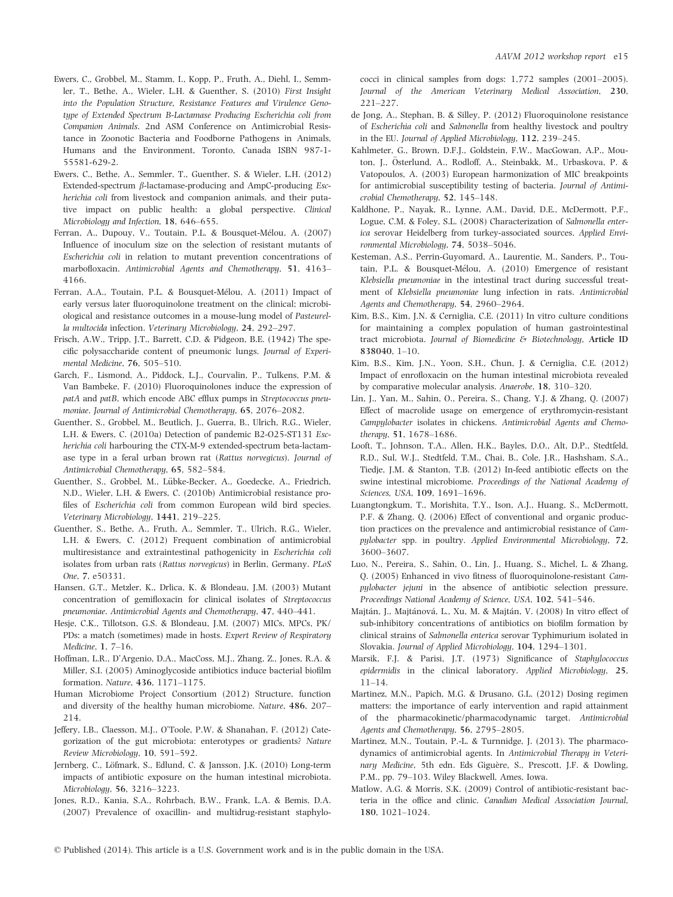Ewers, C., Grobbel, M., Stamm, I., Kopp, P., Fruth, A., Diehl, I., Semmler, T., Bethe, A., Wieler, L.H. & Guenther, S. (2010) *First Insight into the Population Structure, Resistance Features and Virulence Genotype of Extended Spectrum Β-Lactamase Producing Escherichia coli from Companion Animals*. 2nd ASM Conference on Antimicrobial Resistance in Zoonotic Bacteria and Foodborne Pathogens in Animals, Humans and the Environment, Toronto, Canada ISBN 987-1-55581-629-2.

Ewers, C., Bethe, A., Semmler, T., Guenther, S. & Wieler, L.H. (2012) Extended-spectrum β-lactamase-producing and AmpC-producing *Escherichia coli* from livestock and companion animals, and their putative impact on public health: a global perspective. *Clinical Microbiology and Infection*, **18**, 646–655.

Ferran, A., Dupouy, V., Toutain, P.L. & Bousquet-Mélou, A. (2007) Influence of inoculum size on the selection of resistant mutants of *Escherichia coli* in relation to mutant prevention concentrations of marbofloxacin. *Antimicrobial Agents and Chemotherapy*, **51**, 4163–4166.

Ferran, A.A., Toutain, P.L. & Bousquet-Mélou, A. (2011) Impact of early versus later fluoroquinolone treatment on the clinical; microbiological and resistance outcomes in a mouse-lung model of *Pasteurella multocida* infection. *Veterinary Microbiology*, **24**, 292–297.

Frisch, A.W., Tripp, J.T., Barrett, C.D. & Pidgeon, B.E. (1942) The specific polysaccharide content of pneumonic lungs. *Journal of Experimental Medicine*, **76**, 505–510.

Garch, F., Lismond, A., Piddock, L.J., Courvalin, P., Tulkens, P.M. & Van Bambeke, F. (2010) Fluoroquinolones induce the expression of *patA* and *patB*, which encode ABC efflux pumps in *Streptococcus pneumoniae*. *Journal of Antimicrobial Chemotherapy*, **65**, 2076–2082.

Guenther, S., Grobbel, M., Beutlich, J., Guerra, B., Ulrich, R.G., Wieler, L.H. & Ewers, C. (2010a) Detection of pandemic B2-O25-ST131 *Escherichia coli* harbouring the CTX-M-9 extended-spectrum beta-lactamase type in a feral urban brown rat (*Rattus norvegicus*). *Journal of Antimicrobial Chemotherapy*, **65**, 582–584.

Guenther, S., Grobbel, M., Lübke-Becker, A., Goedecke, A., Friedrich, N.D., Wieler, L.H. & Ewers, C. (2010b) Antimicrobial resistance profiles of *Escherichia coli* from common European wild bird species. *Veterinary Microbiology*, **1441**, 219–225.

Guenther, S., Bethe, A., Fruth, A., Semmler, T., Ulrich, R.G., Wieler, L.H. & Ewers, C. (2012) Frequent combination of antimicrobial multiresistance and extraintestinal pathogenicity in *Escherichia coli* isolates from urban rats (*Rattus norvegicus*) in Berlin, Germany. *PLoS One*, **7**, e50331.

Hansen, G.T., Metzler, K., Drlica, K. & Blondeau, J.M. (2003) Mutant concentration of gemifloxacin for clinical isolates of *Streptococcus pneumoniae*. *Antimicrobial Agents and Chemotherapy*, **47**, 440–441.

Hesje, C.K., Tillotson, G.S. & Blondeau, J.M. (2007) MICs, MPCs, PK/PDs: a match (sometimes) made in hosts. *Expert Review of Respiratory Medicine*, **1**, 7–16.

Hoffman, L.R., D'Argenio, D.A., MacCoss, M.J., Zhang, Z., Jones, R.A. & Miller, S.I. (2005) Aminoglycoside antibiotics induce bacterial biofilm formation. *Nature*, **436**, 1171–1175.

Human Microbiome Project Consortium (2012) Structure, function and diversity of the healthy human microbiome. *Nature*, **486**, 207–214.

Jeffery, I.B., Claesson, M.J., O'Toole, P.W. & Shanahan, F. (2012) Categorization of the gut microbiota: enterotypes or gradients? *Nature Review Microbiology*, **10**, 591–592.

Jernberg, C., Löfmark, S., Edlund, C. & Jansson, J.K. (2010) Long-term impacts of antibiotic exposure on the human intestinal microbiota. *Microbiology*, **56**, 3216–3223.

Jones, R.D., Kania, S.A., Rohrbach, B.W., Frank, L.A. & Bemis, D.A. (2007) Prevalence of oxacillin- and multidrug-resistant staphylococci in clinical samples from dogs: 1,772 samples (2001–2005). *Journal of the American Veterinary Medical Association*, **230**, 221–227.

de Jong, A., Stephan, B. & Silley, P. (2012) Fluoroquinolone resistance of *Escherichia coli* and *Salmonella* from healthy livestock and poultry in the EU. *Journal of Applied Microbiology*, **112**, 239–245.

Kahlmeter, G., Brown, D.F.J., Goldstein, F.W., MacGowan, A.P., Mouton, J., Österlund, A., Rodloff, A., Steinbakk, M., Urbaskova, P. & Vatopoulos, A. (2003) European harmonization of MIC breakpoints for antimicrobial susceptibility testing of bacteria. *Journal of Antimicrobial Chemotherapy*, **52**, 145–148.

Kaldhone, P., Nayak, R., Lynne, A.M., David, D.E., McDermott, P.F., Logue, C.M. & Foley, S.L. (2008) Characterization of *Salmonella enterica* serovar Heidelberg from turkey-associated sources. *Applied Environmental Microbiology*, **74**, 5038–5046.

Kesteman, A.S., Perrin-Guyomard, A., Laurentie, M., Sanders, P., Toutain, P.L. & Bousquet-Mélou, A. (2010) Emergence of resistant *Klebsiella pneumoniae* in the intestinal tract during successful treatment of *Klebsiella pneumoniae* lung infection in rats. *Antimicrobial Agents and Chemotherapy*, **54**, 2960–2964.

Kim, B.S., Kim, J.N. & Cerniglia, C.E. (2011) In vitro culture conditions for maintaining a complex population of human gastrointestinal tract microbiota. *Journal of Biomedicine & Biotechnology*, **Article ID 838040**, 1–10.

Kim, B.S., Kim, J.N., Yoon, S.H., Chun, J. & Cerniglia, C.E. (2012) Impact of enrofloxacin on the human intestinal microbiota revealed by comparative molecular analysis. *Anaerobe*, **18**, 310–320.

Lin, J., Yan, M., Sahin, O., Pereira, S., Chang, Y.J. & Zhang, Q. (2007) Effect of macrolide usage on emergence of erythromycin-resistant *Campylobacter* isolates in chickens. *Antimicrobial Agents and Chemotherapy*, **51**, 1678–1686.

Looft, T., Johnson, T.A., Allen, H.K., Bayles, D.O., Alt, D.P., Stedtfeld, R.D., Sul, W.J., Stedtfeld, T.M., Chai, B., Cole, J.R., Hashsham, S.A., Tiedje, J.M. & Stanton, T.B. (2012) In-feed antibiotic effects on the swine intestinal microbiome. *Proceedings of the National Academy of Sciences, USA*, **109**, 1691–1696.

Luangtongkum, T., Morishita, T.Y., Ison, A.J., Huang, S., McDermott, P.F. & Zhang, Q. (2006) Effect of conventional and organic production practices on the prevalence and antimicrobial resistance of *Campylobacter* spp. in poultry. *Applied Environmental Microbiology*, **72**, 3600–3607.

Luo, N., Pereira, S., Sahin, O., Lin, J., Huang, S., Michel, L. & Zhang, Q. (2005) Enhanced in vivo fitness of fluoroquinolone-resistant *Campylobacter jejuni* in the absence of antibiotic selection pressure. *Proceedings National Academy of Science, USA*, **102**, 541–546.

Majtán, J., Majtánová, L., Xu, M. & Majtán, V. (2008) In vitro effect of sub-inhibitory concentrations of antibiotics on biofilm formation by clinical strains of *Salmonella enterica* serovar Typhimurium isolated in Slovakia. *Journal of Applied Microbiology*, **104**, 1294–1301.

Marsik, F.J. & Parisi, J.T. (1973) Significance of *Staphylococcus epidermidis* in the clinical laboratory. *Applied Microbiology*, **25**, 11–14.

Martinez, M.N., Papich, M.G. & Drusano, G.L. (2012) Dosing regimen matters: the importance of early intervention and rapid attainment of the pharmacokinetic/pharmacodynamic target. *Antimicrobial Agents and Chemotherapy*, **56**, 2795–2805.

Martinez, M.N., Toutain, P.-L. & Turnnidge, J. (2013). The pharmacodynamics of antimicrobial agents. In *Antimicrobial Therapy in Veterinary Medicine*, 5th edn. Eds Giguère, S., Prescott, J.F. & Dowling, P.M., pp. 79–103. Wiley Blackwell, Ames, Iowa.

Matlow, A.G. & Morris, S.K. (2009) Control of antibiotic-resistant bacteria in the office and clinic. *Canadian Medical Association Journal*, **180**, 1021–1024.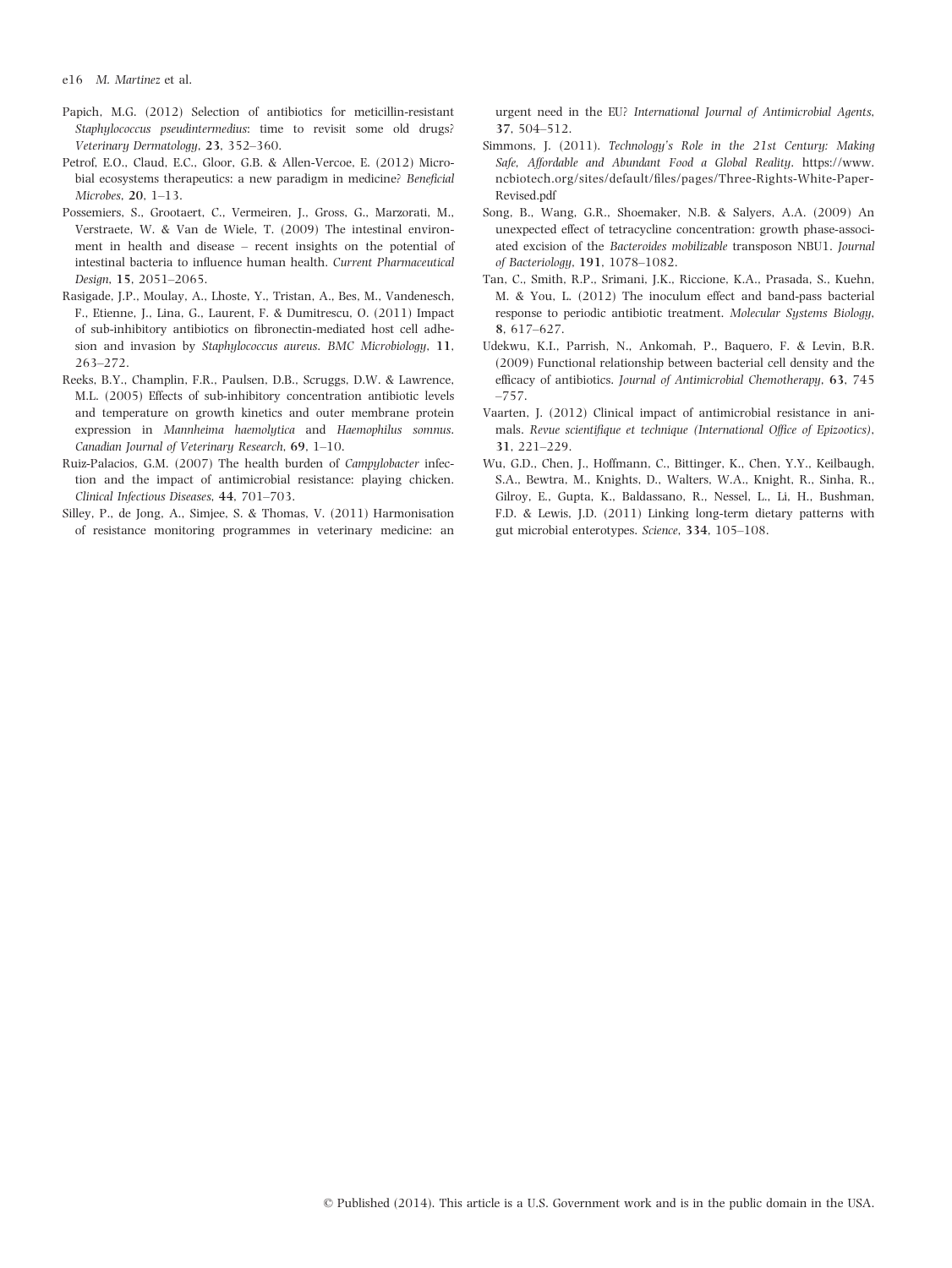Papich, M.G. (2012) Selection of antibiotics for meticillin-resistant *Staphylococcus pseudintermedius*: time to revisit some old drugs? *Veterinary Dermatology*, **23**, 352–360.

Petrof, E.O., Claud, E.C., Gloor, G.B. & Allen-Vercoe, E. (2012) Microbial ecosystems therapeutics: a new paradigm in medicine? *Beneficial Microbes*, **20**, 1–13.

Possemiers, S., Grootaert, C., Vermeiren, J., Gross, G., Marzorati, M., Verstraete, W. & Van de Wiele, T. (2009) The intestinal environment in health and disease – recent insights on the potential of intestinal bacteria to influence human health. *Current Pharmaceutical Design*, **15**, 2051–2065.

Rasigade, J.P., Moulay, A., Lhoste, Y., Tristan, A., Bes, M., Vandenesch, F., Etienne, J., Lina, G., Laurent, F. & Dumitrescu, O. (2011) Impact of sub-inhibitory antibiotics on fibronectin-mediated host cell adhesion and invasion by *Staphylococcus aureus*. *BMC Microbiology*, **11**, 263–272.

Reeks, B.Y., Champlin, F.R., Paulsen, D.B., Scruggs, D.W. & Lawrence, M.L. (2005) Effects of sub-inhibitory concentration antibiotic levels and temperature on growth kinetics and outer membrane protein expression in *Mannheima haemolytica* and *Haemophilus somnus*. *Canadian Journal of Veterinary Research*, **69**, 1–10.

Ruiz-Palacios, G.M. (2007) The health burden of *Campylobacter* infection and the impact of antimicrobial resistance: playing chicken. *Clinical Infectious Diseases*, **44**, 701–703.

Silley, P., de Jong, A., Simjee, S. & Thomas, V. (2011) Harmonisation of resistance monitoring programmes in veterinary medicine: an urgent need in the EU? *International Journal of Antimicrobial Agents*, **37**, 504–512.

Simmons, J. (2011). *Technology's Role in the 21st Century: Making Safe, Affordable and Abundant Food a Global Reality*. https://www.ncbiotech.org/sites/default/files/pages/Three-Rights-White-Paper-Revised.pdf

Song, B., Wang, G.R., Shoemaker, N.B. & Salyers, A.A. (2009) An unexpected effect of tetracycline concentration: growth phase-associated excision of the *Bacteroides mobilizable* transposon NBU1. *Journal of Bacteriology*, **191**, 1078–1082.

Tan, C., Smith, R.P., Srimani, J.K., Riccione, K.A., Prasada, S., Kuehn, M. & You, L. (2012) The inoculum effect and band-pass bacterial response to periodic antibiotic treatment. *Molecular Systems Biology*, **8**, 617–627.

Udekwu, K.I., Parrish, N., Ankomah, P., Baquero, F. & Levin, B.R. (2009) Functional relationship between bacterial cell density and the efficacy of antibiotics. *Journal of Antimicrobial Chemotherapy*, **63**, 745–757.

Vaarten, J. (2012) Clinical impact of antimicrobial resistance in animals. *Revue scientifique et technique (International Office of Epizootics)*, **31**, 221–229.

Wu, G.D., Chen, J., Hoffmann, C., Bittinger, K., Chen, Y.Y., Keilbaugh, S.A., Bewtra, M., Knights, D., Walters, W.A., Knight, R., Sinha, R., Gilroy, E., Gupta, K., Baldassano, R., Nessel, L., Li, H., Bushman, F.D. & Lewis, J.D. (2011) Linking long-term dietary patterns with gut microbial enterotypes. *Science*, **334**, 105–108.

© Published (2014). This article is a U.S. Government work and is in the public domain in the USA.